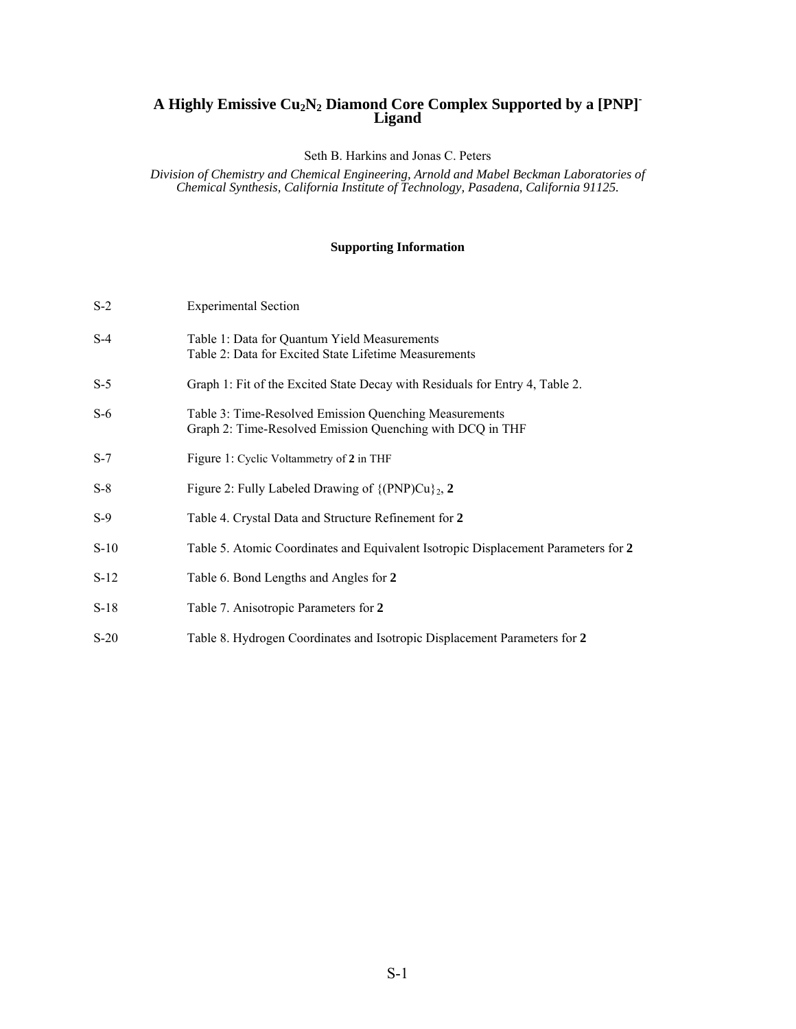# A Highly Emissive $Cu_2N_2$ Diamond Core Complex Supported by a $[PNP]^-$ Ligand

Seth B. Harkins and Jonas C. Peters

*Division of Chemistry and Chemical Engineering, Arnold and Mabel Beckman Laboratories of Chemical Synthesis, California Institute of Technology, Pasadena, California 91125.*

**Supporting Information**

| | |
|---|---|
| S-2 | Experimental Section |
| S-4 | Table 1: Data for Quantum Yield Measurements<br>Table 2: Data for Excited State Lifetime Measurements |
| S-5 | Graph 1: Fit of the Excited State Decay with Residuals for Entry 4, Table 2. |
| S-6 | Table 3: Time-Resolved Emission Quenching Measurements<br>Graph 2: Time-Resolved Emission Quenching with DCQ in THF |
| S-7 | Figure 1: Cyclic Voltammetry of **2** in THF |
| S-8 | Figure 2: Fully Labeled Drawing of $\{(PNP)Cu\}_2$, **2** |
| S-9 | Table 4. Crystal Data and Structure Refinement for **2** |
| S-10 | Table 5. Atomic Coordinates and Equivalent Isotropic Displacement Parameters for **2** |
| S-12 | Table 6. Bond Lengths and Angles for **2** |
| S-18 | Table 7. Anisotropic Parameters for **2** |
| S-20 | Table 8. Hydrogen Coordinates and Isotropic Displacement Parameters for **2** |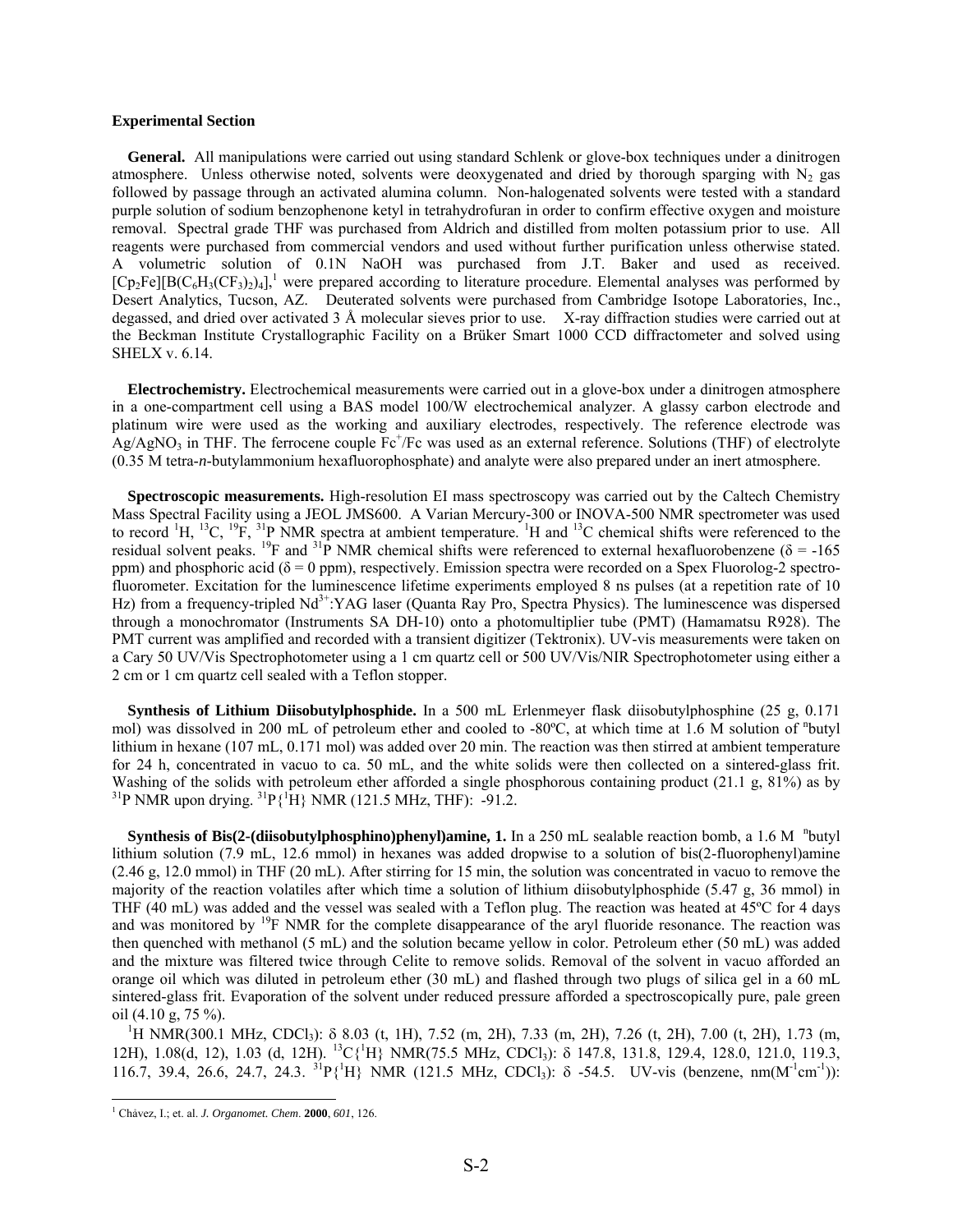## Experimental Section

**General.** All manipulations were carried out using standard Schlenk or glove-box techniques under a dinitrogen atmosphere. Unless otherwise noted, solvents were deoxygenated and dried by thorough sparging with $N_2$ gas followed by passage through an activated alumina column. Non-halogenated solvents were tested with a standard purple solution of sodium benzophenone ketyl in tetrahydrofuran in order to confirm effective oxygen and moisture removal. Spectral grade THF was purchased from Aldrich and distilled from molten potassium prior to use. All reagents were purchased from commercial vendors and used without further purification unless otherwise stated. A volumetric solution of 0.1N NaOH was purchased from J.T. Baker and used as received. $[Cp_2Fe][B(C_6H_3(CF_3)_2)_4]$,[1] were prepared according to literature procedure. Elemental analyses was performed by Desert Analytics, Tucson, AZ. Deuterated solvents were purchased from Cambridge Isotope Laboratories, Inc., degassed, and dried over activated 3 Å molecular sieves prior to use. X-ray diffraction studies were carried out at the Beckman Institute Crystallographic Facility on a Brüker Smart 1000 CCD diffractometer and solved using SHELX v. 6.14.

**Electrochemistry.** Electrochemical measurements were carried out in a glove-box under a dinitrogen atmosphere in a one-compartment cell using a BAS model 100/W electrochemical analyzer. A glassy carbon electrode and platinum wire were used as the working and auxiliary electrodes, respectively. The reference electrode was $Ag/AgNO_3$ in THF. The ferrocene couple $Fc^+/Fc$ was used as an external reference. Solutions (THF) of electrolyte (0.35 M tetra-*n*-butylammonium hexafluorophosphate) and analyte were also prepared under an inert atmosphere.

**Spectroscopic measurements.** High-resolution EI mass spectroscopy was carried out by the Caltech Chemistry Mass Spectral Facility using a JEOL JMS600. A Varian Mercury-300 or INOVA-500 NMR spectrometer was used to record $^1H$, $^{13}C$, $^{19}F$, $^{31}P$ NMR spectra at ambient temperature. $^1H$ and $^{13}C$ chemical shifts were referenced to the residual solvent peaks. $^{19}F$ and $^{31}P$ NMR chemical shifts were referenced to external hexafluorobenzene ($\delta = -165$ ppm) and phosphoric acid ($\delta = 0$ ppm), respectively. Emission spectra were recorded on a Spex Fluorolog-2 spectro-fluorometer. Excitation for the luminescence lifetime experiments employed 8 ns pulses (at a repetition rate of 10 Hz) from a frequency-tripled $Nd^{3+}$:YAG laser (Quanta Ray Pro, Spectra Physics). The luminescence was dispersed through a monochromator (Instruments SA DH-10) onto a photomultiplier tube (PMT) (Hamamatsu R928). The PMT current was amplified and recorded with a transient digitizer (Tektronix). UV-vis measurements were taken on a Cary 50 UV/Vis Spectrophotometer using a 1 cm quartz cell or 500 UV/Vis/NIR Spectrophotometer using either a 2 cm or 1 cm quartz cell sealed with a Teflon stopper.

**Synthesis of Lithium Diisobutylphosphide.** In a 500 mL Erlenmeyer flask diisobutylphosphine (25 g, 0.171 mol) was dissolved in 200 mL of petroleum ether and cooled to -80ºC, at which time at 1.6 M solution of $^n$butyl lithium in hexane (107 mL, 0.171 mol) was added over 20 min. The reaction was then stirred at ambient temperature for 24 h, concentrated in vacuo to ca. 50 mL, and the white solids were then collected on a sintered-glass frit. Washing of the solids with petroleum ether afforded a single phosphorous containing product (21.1 g, 81%) as by $^{31}P$ NMR upon drying. $^{31}P\{^1H\}$ NMR (121.5 MHz, THF): -91.2.

**Synthesis of Bis(2-(diisobutylphosphino)phenyl)amine, 1.** In a 250 mL sealable reaction bomb, a 1.6 M $^n$butyl lithium solution (7.9 mL, 12.6 mmol) in hexanes was added dropwise to a solution of bis(2-fluorophenyl)amine (2.46 g, 12.0 mmol) in THF (20 mL). After stirring for 15 min, the solution was concentrated in vacuo to remove the majority of the reaction volatiles after which time a solution of lithium diisobutylphosphide (5.47 g, 36 mmol) in THF (40 mL) was added and the vessel was sealed with a Teflon plug. The reaction was heated at 45ºC for 4 days and was monitored by $^{19}F$ NMR for the complete disappearance of the aryl fluoride resonance. The reaction was then quenched with methanol (5 mL) and the solution became yellow in color. Petroleum ether (50 mL) was added and the mixture was filtered twice through Celite to remove solids. Removal of the solvent in vacuo afforded an orange oil which was diluted in petroleum ether (30 mL) and flashed through two plugs of silica gel in a 60 mL sintered-glass frit. Evaporation of the solvent under reduced pressure afforded a spectroscopically pure, pale green oil (4.10 g, 75 %).

$^1H$ NMR(300.1 MHz, $CDCl_3$): δ 8.03 (t, 1H), 7.52 (m, 2H), 7.33 (m, 2H), 7.26 (t, 2H), 7.00 (t, 2H), 1.73 (m, 12H), 1.08(d, 12), 1.03 (d, 12H). $^{13}C\{^1H\}$ NMR(75.5 MHz, $CDCl_3$): δ 147.8, 131.8, 129.4, 128.0, 121.0, 119.3, 116.7, 39.4, 26.6, 24.7, 24.3. $^{31}P\{^1H\}$ NMR (121.5 MHz, $CDCl_3$): δ -54.5. UV-vis (benzene, nm($M^{-1}cm^{-1}$)):

[1] Chávez, I.; et. al. *J. Organomet. Chem*. **2000**, *601*, 126.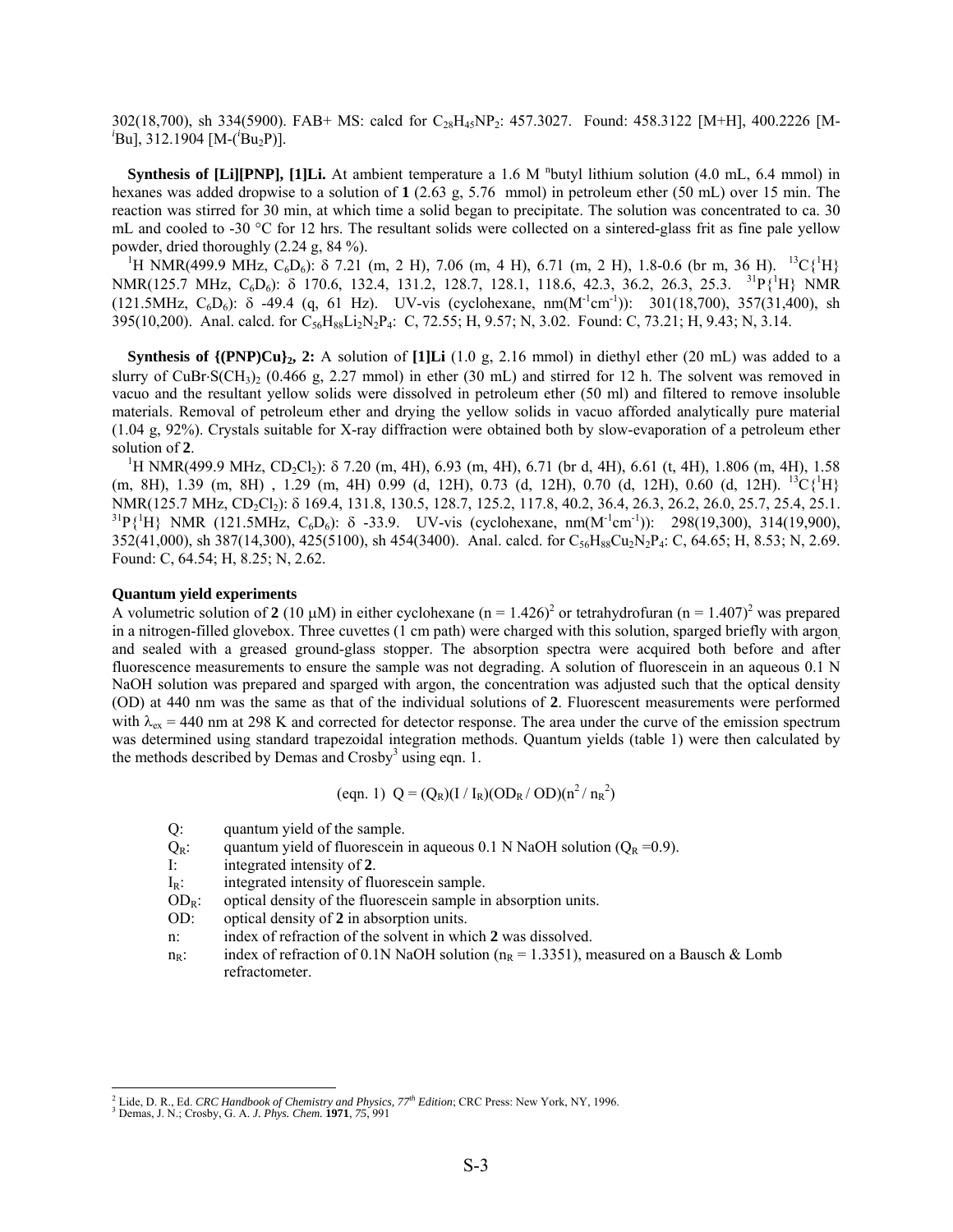302(18,700), sh 334(5900). FAB+ MS: calcd for $C_{28}H_{45}NP_2$: 457.3027. Found: 458.3122 [M+H], 400.2226 [M-$^i$Bu], 312.1904 [M-($^i$Bu$_2$P)].

**Synthesis of [Li][PNP], [1]Li.** At ambient temperature a 1.6 M $^n$butyl lithium solution (4.0 mL, 6.4 mmol) in hexanes was added dropwise to a solution of **1** (2.63 g, 5.76 mmol) in petroleum ether (50 mL) over 15 min. The reaction was stirred for 30 min, at which time a solid began to precipitate. The solution was concentrated to ca. 30 mL and cooled to -30 °C for 12 hrs. The resultant solids were collected on a sintered-glass frit as fine pale yellow powder, dried thoroughly (2.24 g, 84 %).

$^1$H NMR(499.9 MHz, $C_6D_6$): δ 7.21 (m, 2 H), 7.06 (m, 4 H), 6.71 (m, 2 H), 1.8-0.6 (br m, 36 H). $^{13}$C{$^1$H} NMR(125.7 MHz, $C_6D_6$): δ 170.6, 132.4, 131.2, 128.7, 128.1, 118.6, 42.3, 36.2, 26.3, 25.3. $^{31}$P{$^1$H} NMR (121.5MHz, $C_6D_6$): δ -49.4 (q, 61 Hz). UV-vis (cyclohexane, nm($M^{-1}cm^{-1}$)): 301(18,700), 357(31,400), sh 395(10,200). Anal. calcd. for $C_{56}H_{88}Li_2N_2P_4$: C, 72.55; H, 9.57; N, 3.02. Found: C, 73.21; H, 9.43; N, 3.14.

**Synthesis of {(PNP)Cu}$_2$, 2:** A solution of **[1]Li** (1.0 g, 2.16 mmol) in diethyl ether (20 mL) was added to a slurry of CuBr·S(CH$_3$)$_2$ (0.466 g, 2.27 mmol) in ether (30 mL) and stirred for 12 h. The solvent was removed in vacuo and the resultant yellow solids were dissolved in petroleum ether (50 ml) and filtered to remove insoluble materials. Removal of petroleum ether and drying the yellow solids in vacuo afforded analytically pure material (1.04 g, 92%). Crystals suitable for X-ray diffraction were obtained both by slow-evaporation of a petroleum ether solution of **2**.

$^1$H NMR(499.9 MHz, $CD_2Cl_2$): δ 7.20 (m, 4H), 6.93 (m, 4H), 6.71 (br d, 4H), 6.61 (t, 4H), 1.806 (m, 4H), 1.58 (m, 8H), 1.39 (m, 8H) , 1.29 (m, 4H) 0.99 (d, 12H), 0.73 (d, 12H), 0.70 (d, 12H), 0.60 (d, 12H). $^{13}$C{$^1$H} NMR(125.7 MHz, $CD_2Cl_2$): δ 169.4, 131.8, 130.5, 128.7, 125.2, 117.8, 40.2, 36.4, 26.3, 26.2, 26.0, 25.7, 25.4, 25.1. $^{31}$P{$^1$H} NMR (121.5MHz, $C_6D_6$): δ -33.9. UV-vis (cyclohexane, nm($M^{-1}cm^{-1}$)): 298(19,300), 314(19,900), 352(41,000), sh 387(14,300), 425(5100), sh 454(3400). Anal. calcd. for $C_{56}H_{88}Cu_2N_2P_4$: C, 64.65; H, 8.53; N, 2.69. Found: C, 64.54; H, 8.25; N, 2.62.

**Quantum yield experiments**

A volumetric solution of **2** (10 μM) in either cyclohexane (n = 1.426)[2] or tetrahydrofuran (n = 1.407)[2] was prepared in a nitrogen-filled glovebox. Three cuvettes (1 cm path) were charged with this solution, sparged briefly with argon, and sealed with a greased ground-glass stopper. The absorption spectra were acquired both before and after fluorescence measurements to ensure the sample was not degrading. A solution of fluorescein in an aqueous 0.1 N NaOH solution was prepared and sparged with argon, the concentration was adjusted such that the optical density (OD) at 440 nm was the same as that of the individual solutions of **2**. Fluorescent measurements were performed with $\lambda_{ex}$ = 440 nm at 298 K and corrected for detector response. The area under the curve of the emission spectrum was determined using standard trapezoidal integration methods. Quantum yields (table 1) were then calculated by the methods described by Demas and Crosby[3] using eqn. 1.

$$\text{(eqn. 1)} \quad Q = (Q_R)(I / I_R)(OD_R / OD)(n^2 / n_R^2)$$

- Q: quantum yield of the sample.
- $Q_R$: quantum yield of fluorescein in aqueous 0.1 N NaOH solution ($Q_R$ =0.9).
- I: integrated intensity of **2**.
- $I_R$: integrated intensity of fluorescein sample.
- $OD_R$: optical density of the fluorescein sample in absorption units.
- OD: optical density of **2** in absorption units.
- n: index of refraction of the solvent in which **2** was dissolved.
- $n_R$: index of refraction of 0.1N NaOH solution ($n_R$ = 1.3351), measured on a Bausch & Lomb refractometer.

---

[2] Lide, D. R., Ed. *CRC Handbook of Chemistry and Physics, 77th Edition*; CRC Press: New York, NY, 1996.
[3] Demas, J. N.; Crosby, G. A. *J. Phys. Chem.* **1971**, *75*, 991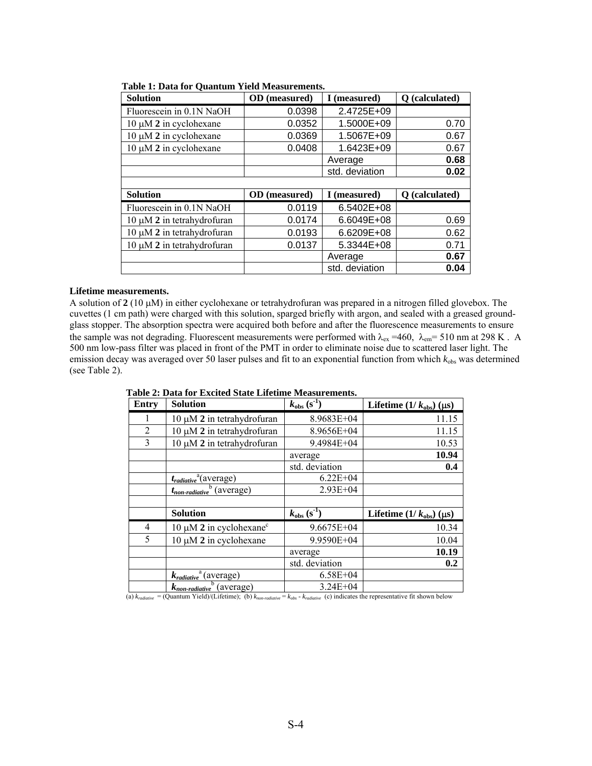**Table 1: Data for Quantum Yield Measurements.**

| Solution | OD (measured) | I (measured) | Q (calculated) |
|---|---|---|---|
| Fluorescein in 0.1N NaOH | 0.0398 | 2.4725E+09 | |
| 10 μM **2** in cyclohexane | 0.0352 | 1.5000E+09 | 0.70 |
| 10 μM **2** in cyclohexane | 0.0369 | 1.5067E+09 | 0.67 |
| 10 μM **2** in cyclohexane | 0.0408 | 1.6423E+09 | 0.67 |
| | | Average | **0.68** |
| | | std. deviation | **0.02** |
| | | | |
| **Solution** | **OD (measured)** | **I (measured)** | **Q (calculated)** |
| Fluorescein in 0.1N NaOH | 0.0119 | 6.5402E+08 | |
| 10 μM **2** in tetrahydrofuran | 0.0174 | 6.6049E+08 | 0.69 |
| 10 μM **2** in tetrahydrofuran | 0.0193 | 6.6209E+08 | 0.62 |
| 10 μM **2** in tetrahydrofuran | 0.0137 | 5.3344E+08 | 0.71 |
| | | Average | **0.67** |
| | | std. deviation | **0.04** |

**Lifetime measurements.**

A solution of **2** (10 μM) in either cyclohexane or tetrahydrofuran was prepared in a nitrogen filled glovebox. The cuvettes (1 cm path) were charged with this solution, sparged briefly with argon, and sealed with a greased ground-glass stopper. The absorption spectra were acquired both before and after the fluorescence measurements to ensure the sample was not degrading. Fluorescent measurements were performed with $\lambda_{ex}$ =460, $\lambda_{em}$= 510 nm at 298 K . A 500 nm low-pass filter was placed in front of the PMT in order to eliminate noise due to scattered laser light. The emission decay was averaged over 50 laser pulses and fit to an exponential function from which $k_{obs}$ was determined (see Table 2).

**Table 2: Data for Excited State Lifetime Measurements.**

| Entry | Solution | $k_{obs}$ ($s^{-1}$) | Lifetime ($1/k_{obs}$) (μs) |
|---|---|---|---|
| 1 | 10 μM **2** in tetrahydrofuran | 8.9683E+04 | 11.15 |
| 2 | 10 μM **2** in tetrahydrofuran | 8.9656E+04 | 11.15 |
| 3 | 10 μM **2** in tetrahydrofuran | 9.4984E+04 | 10.53 |
| | | average | **10.94** |
| | | std. deviation | **0.4** |
| | $t_{radiative}$[a](average) | 6.22E+04 | |
| | $t_{non\text{-}radiative}$[b] (average) | 2.93E+04 | |
| | | | |
| | **Solution** | $k_{obs}$ ($s^{-1}$) | **Lifetime ($1/k_{obs}$) (μs)** |
| 4 | 10 μM **2** in cyclohexane[c] | 9.6675E+04 | 10.34 |
| 5 | 10 μM **2** in cyclohexane | 9.9590E+04 | 10.04 |
| | | average | **10.19** |
| | | std. deviation | **0.2** |
| | $k_{radiative}$[a] (average) | 6.58E+04 | |
| | $k_{non\text{-}radiative}$[b] (average) | 3.24E+04 | |

(a) $k_{radiative}$ = (Quantum Yield)/(Lifetime); (b) $k_{non\text{-}radiative} = k_{obs} - k_{radiative}$ (c) indicates the representative fit shown below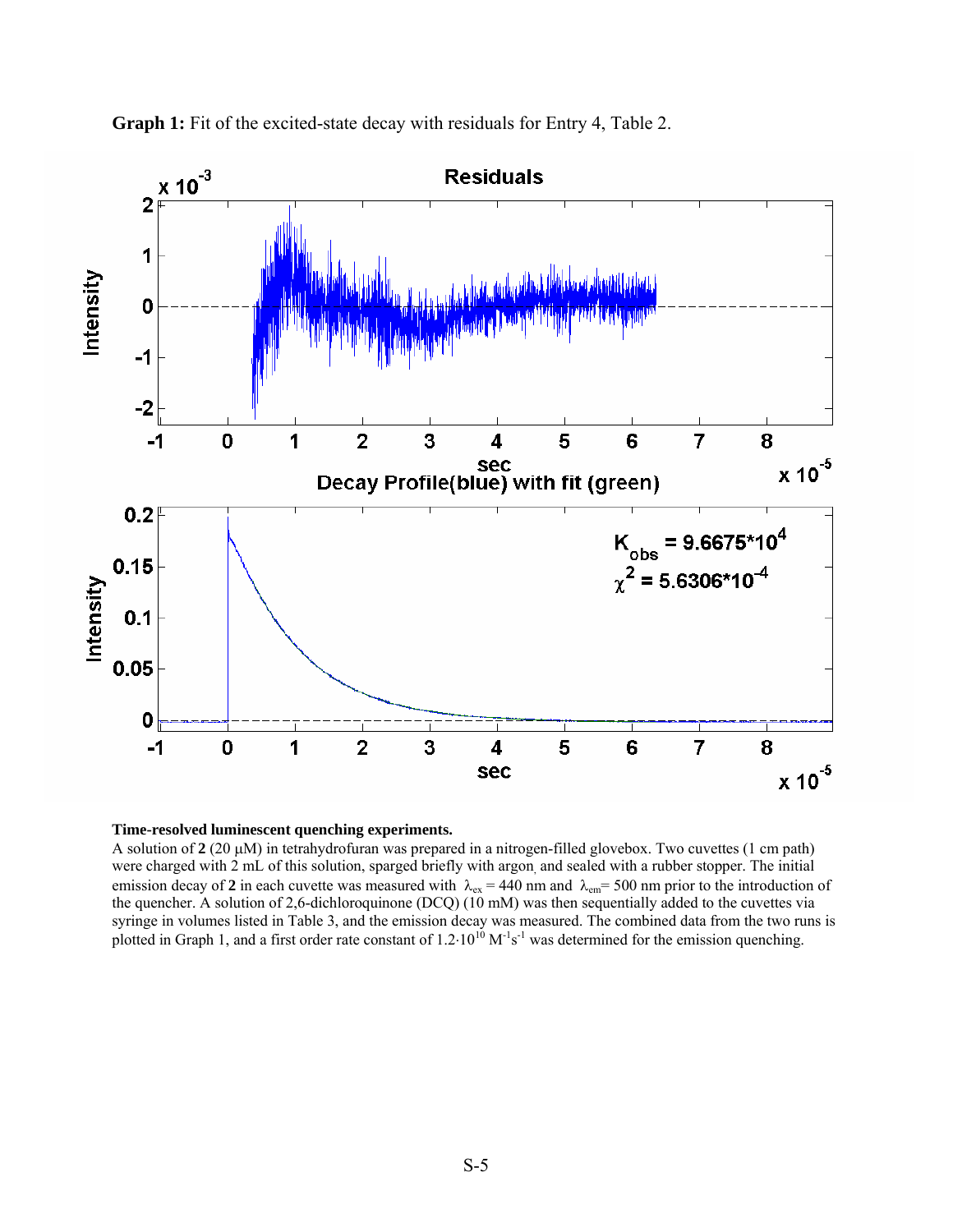**Graph 1:** Fit of the excited-state decay with residuals for Entry 4, Table 2.

**Time-resolved luminescent quenching experiments.**

A solution of **2** (20 μM) in tetrahydrofuran was prepared in a nitrogen-filled glovebox. Two cuvettes (1 cm path) were charged with 2 mL of this solution, sparged briefly with argon, and sealed with a rubber stopper. The initial emission decay of **2** in each cuvette was measured with $\lambda_{ex}$ = 440 nm and $\lambda_{em}$= 500 nm prior to the introduction of the quencher. A solution of 2,6-dichloroquinone (DCQ) (10 mM) was then sequentially added to the cuvettes via syringe in volumes listed in Table 3, and the emission decay was measured. The combined data from the two runs is plotted in Graph 1, and a first order rate constant of $1.2{\cdot}10^{10}$ $M^{-1}s^{-1}$ was determined for the emission quenching.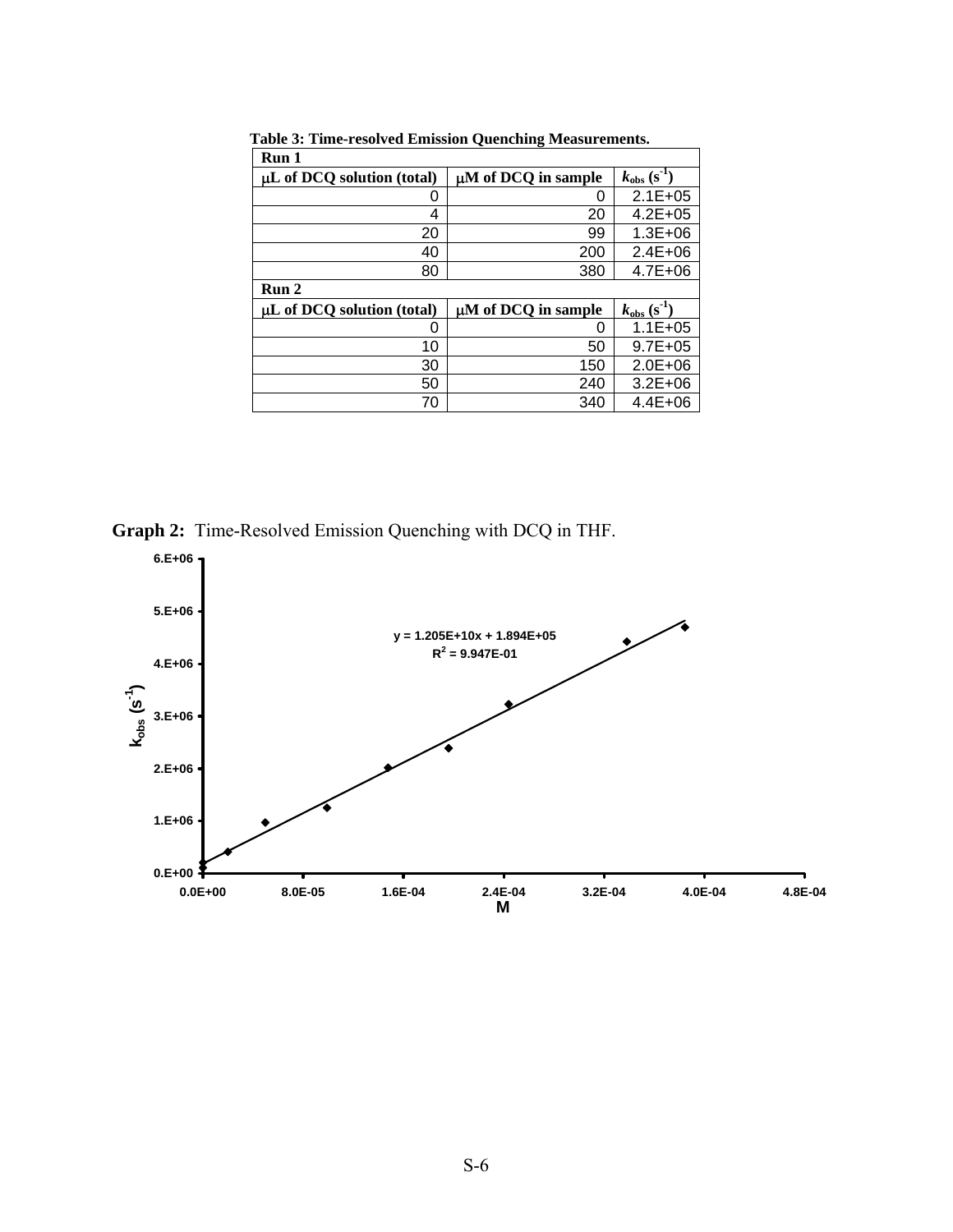**Table 3: Time-resolved Emission Quenching Measurements.**

| Run 1 | | |
|---|---|---|
| μL of DCQ solution (total) | μM of DCQ in sample | $k_{obs}$ ($s^{-1}$) |
| 0 | 0 | 2.1E+05 |
| 4 | 20 | 4.2E+05 |
| 20 | 99 | 1.3E+06 |
| 40 | 200 | 2.4E+06 |
| 80 | 380 | 4.7E+06 |
| **Run 2** | | |
| μL of DCQ solution (total) | μM of DCQ in sample | $k_{obs}$ ($s^{-1}$) |
| 0 | 0 | 1.1E+05 |
| 10 | 50 | 9.7E+05 |
| 30 | 150 | 2.0E+06 |
| 50 | 240 | 3.2E+06 |
| 70 | 340 | 4.4E+06 |

**Graph 2:** Time-Resolved Emission Quenching with DCQ in THF.

y = 1.205E+10x + 1.894E+05

$R^2$ = 9.947E-01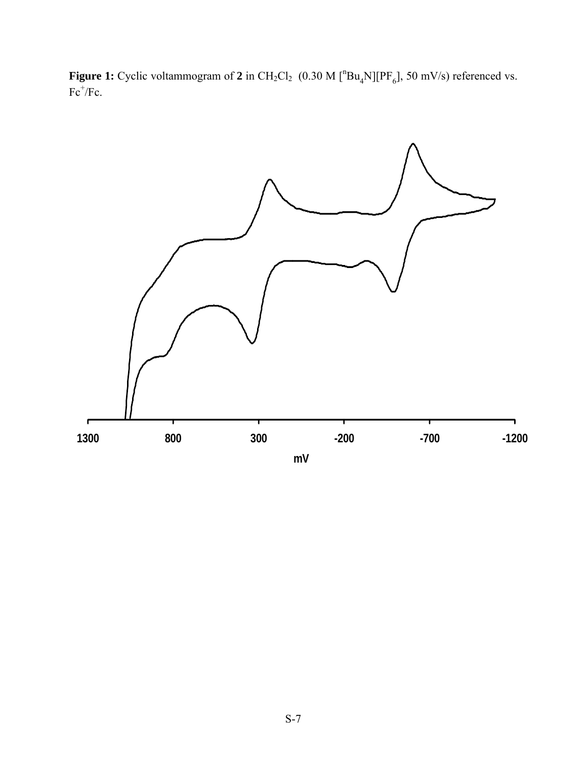**Figure 1:** Cyclic voltammogram of **2** in $CH_2Cl_2$ (0.30 M [$^nBu_4N$][$PF_6$], 50 mV/s) referenced vs. $Fc^+/Fc$.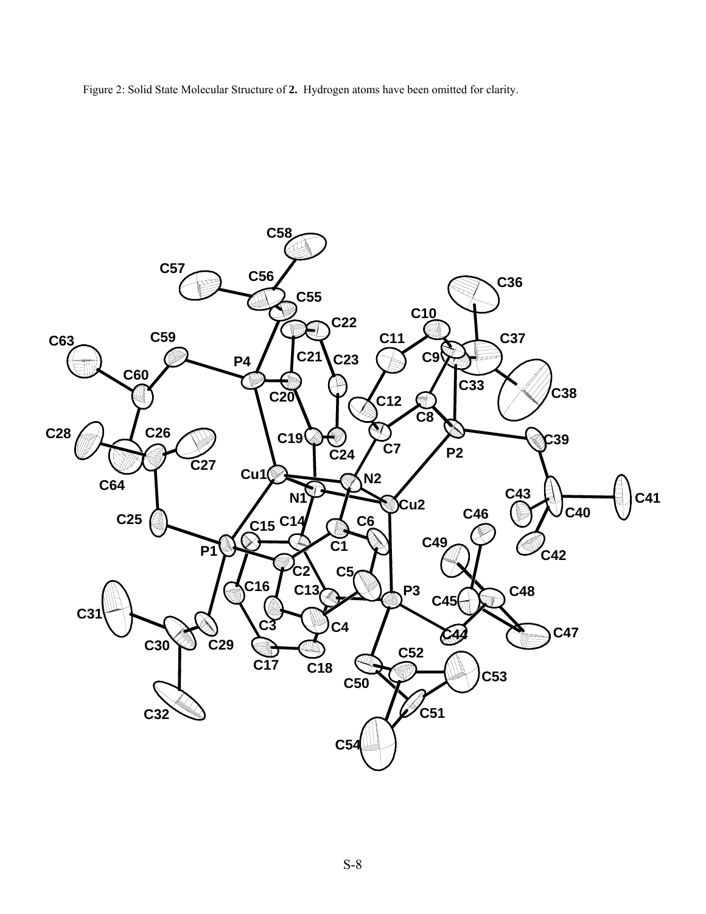Figure 2: Solid State Molecular Structure of **2.** Hydrogen atoms have been omitted for clarity.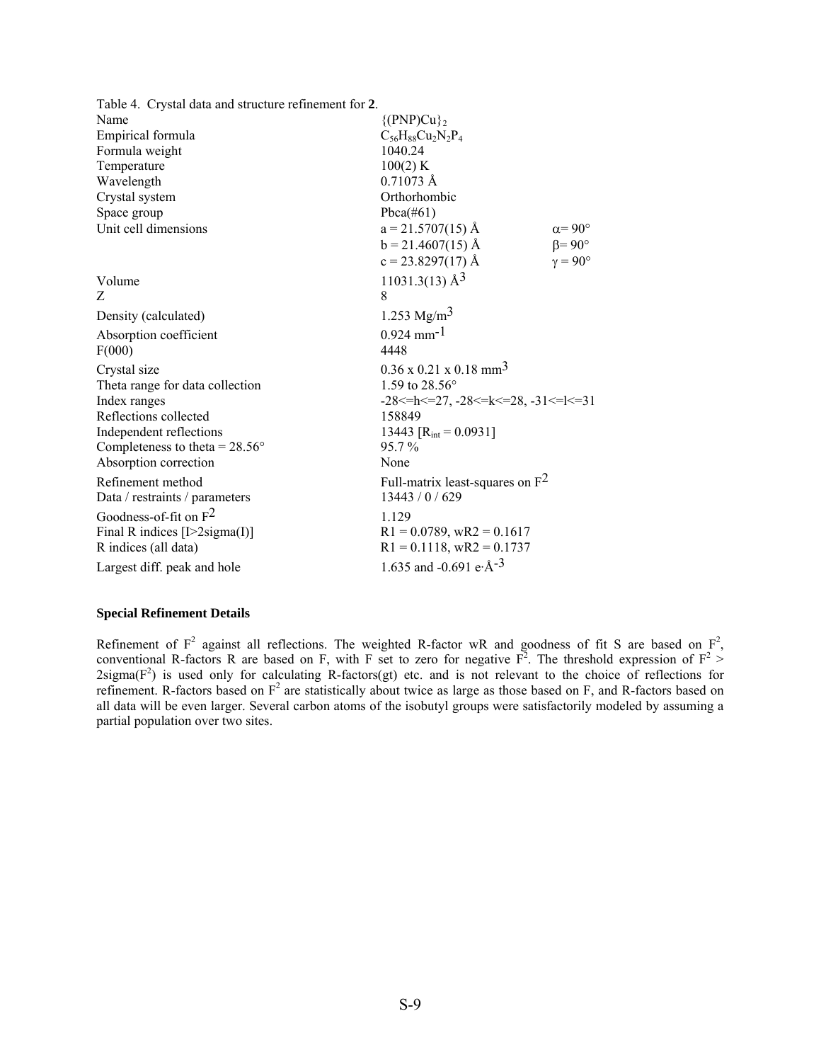Table 4. Crystal data and structure refinement for **2**.

| | | |
|---|---|---|
| Name | $\{(PNP)Cu\}_2$ | |
| Empirical formula | $C_{56}H_{88}Cu_2N_2P_4$ | |
| Formula weight | 1040.24 | |
| Temperature | 100(2) K | |
| Wavelength | 0.71073 Å | |
| Crystal system | Orthorhombic | |
| Space group | Pbca(#61) | |
| Unit cell dimensions | a = 21.5707(15) Å | $\alpha$= 90° |
| | b = 21.4607(15) Å | $\beta$= 90° |
| | c = 23.8297(17) Å | $\gamma$ = 90° |
| Volume | 11031.3(13) $Å^3$ | |
| Z | 8 | |
| Density (calculated) | 1.253 $Mg/m^3$ | |
| Absorption coefficient | 0.924 $mm^{-1}$ | |
| F(000) | 4448 | |
| Crystal size | 0.36 x 0.21 x 0.18 $mm^3$ | |
| Theta range for data collection | 1.59 to 28.56° | |
| Index ranges | -28<=h<=27, -28<=k<=28, -31<=l<=31 | |
| Reflections collected | 158849 | |
| Independent reflections | 13443 [$R_{int}$ = 0.0931] | |
| Completeness to theta = 28.56° | 95.7 % | |
| Absorption correction | None | |
| Refinement method | Full-matrix least-squares on $F^2$ | |
| Data / restraints / parameters | 13443 / 0 / 629 | |
| Goodness-of-fit on $F^2$ | 1.129 | |
| Final R indices [I>2sigma(I)] | R1 = 0.0789, wR2 = 0.1617 | |
| R indices (all data) | R1 = 0.1118, wR2 = 0.1737 | |
| Largest diff. peak and hole | 1.635 and -0.691 e·$Å^{-3}$ | |

**Special Refinement Details**

Refinement of $F^2$ against all reflections. The weighted R-factor wR and goodness of fit S are based on $F^2$, conventional R-factors R are based on F, with F set to zero for negative $F^2$. The threshold expression of $F^2 > 2\text{sigma}(F^2)$ is used only for calculating R-factors(gt) etc. and is not relevant to the choice of reflections for refinement. R-factors based on $F^2$ are statistically about twice as large as those based on F, and R-factors based on all data will be even larger. Several carbon atoms of the isobutyl groups were satisfactorily modeled by assuming a partial population over two sites.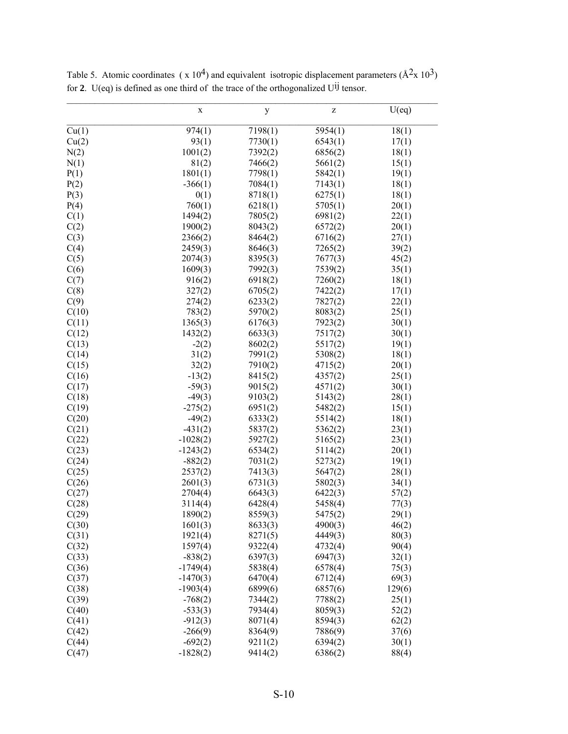Table 5. Atomic coordinates ( x $10^4$) and equivalent isotropic displacement parameters ($Å^2$x $10^3$) for **2**. U(eq) is defined as one third of the trace of the orthogonalized $U^{ij}$ tensor.

| | x | y | z | U(eq) |
|---|---|---|---|---|
| Cu(1) | 974(1) | 7198(1) | 5954(1) | 18(1) |
| Cu(2) | 93(1) | 7730(1) | 6543(1) | 17(1) |
| N(2) | 1001(2) | 7392(2) | 6856(2) | 18(1) |
| N(1) | 81(2) | 7466(2) | 5661(2) | 15(1) |
| P(1) | 1801(1) | 7798(1) | 5842(1) | 19(1) |
| P(2) | -366(1) | 7084(1) | 7143(1) | 18(1) |
| P(3) | 0(1) | 8718(1) | 6275(1) | 18(1) |
| P(4) | 760(1) | 6218(1) | 5705(1) | 20(1) |
| C(1) | 1494(2) | 7805(2) | 6981(2) | 22(1) |
| C(2) | 1900(2) | 8043(2) | 6572(2) | 20(1) |
| C(3) | 2366(2) | 8464(2) | 6716(2) | 27(1) |
| C(4) | 2459(3) | 8646(3) | 7265(2) | 39(2) |
| C(5) | 2074(3) | 8395(3) | 7677(3) | 45(2) |
| C(6) | 1609(3) | 7992(3) | 7539(2) | 35(1) |
| C(7) | 916(2) | 6918(2) | 7260(2) | 18(1) |
| C(8) | 327(2) | 6705(2) | 7422(2) | 17(1) |
| C(9) | 274(2) | 6233(2) | 7827(2) | 22(1) |
| C(10) | 783(2) | 5970(2) | 8083(2) | 25(1) |
| C(11) | 1365(3) | 6176(3) | 7923(2) | 30(1) |
| C(12) | 1432(2) | 6633(3) | 7517(2) | 30(1) |
| C(13) | -2(2) | 8602(2) | 5517(2) | 19(1) |
| C(14) | 31(2) | 7991(2) | 5308(2) | 18(1) |
| C(15) | 32(2) | 7910(2) | 4715(2) | 20(1) |
| C(16) | -13(2) | 8415(2) | 4357(2) | 25(1) |
| C(17) | -59(3) | 9015(2) | 4571(2) | 30(1) |
| C(18) | -49(3) | 9103(2) | 5143(2) | 28(1) |
| C(19) | -275(2) | 6951(2) | 5482(2) | 15(1) |
| C(20) | -49(2) | 6333(2) | 5514(2) | 18(1) |
| C(21) | -431(2) | 5837(2) | 5362(2) | 23(1) |
| C(22) | -1028(2) | 5927(2) | 5165(2) | 23(1) |
| C(23) | -1243(2) | 6534(2) | 5114(2) | 20(1) |
| C(24) | -882(2) | 7031(2) | 5273(2) | 19(1) |
| C(25) | 2537(2) | 7413(3) | 5647(2) | 28(1) |
| C(26) | 2601(3) | 6731(3) | 5802(3) | 34(1) |
| C(27) | 2704(4) | 6643(3) | 6422(3) | 57(2) |
| C(28) | 3114(4) | 6428(4) | 5458(4) | 77(3) |
| C(29) | 1890(2) | 8559(3) | 5475(2) | 29(1) |
| C(30) | 1601(3) | 8633(3) | 4900(3) | 46(2) |
| C(31) | 1921(4) | 8271(5) | 4449(3) | 80(3) |
| C(32) | 1597(4) | 9322(4) | 4732(4) | 90(4) |
| C(33) | -838(2) | 6397(3) | 6947(3) | 32(1) |
| C(36) | -1749(4) | 5838(4) | 6578(4) | 75(3) |
| C(37) | -1470(3) | 6470(4) | 6712(4) | 69(3) |
| C(38) | -1903(4) | 6899(6) | 6857(6) | 129(6) |
| C(39) | -768(2) | 7344(2) | 7788(2) | 25(1) |
| C(40) | -533(3) | 7934(4) | 8059(3) | 52(2) |
| C(41) | -912(3) | 8071(4) | 8594(3) | 62(2) |
| C(42) | -266(9) | 8364(9) | 7886(9) | 37(6) |
| C(44) | -692(2) | 9211(2) | 6394(2) | 30(1) |
| C(47) | -1828(2) | 9414(2) | 6386(2) | 88(4) |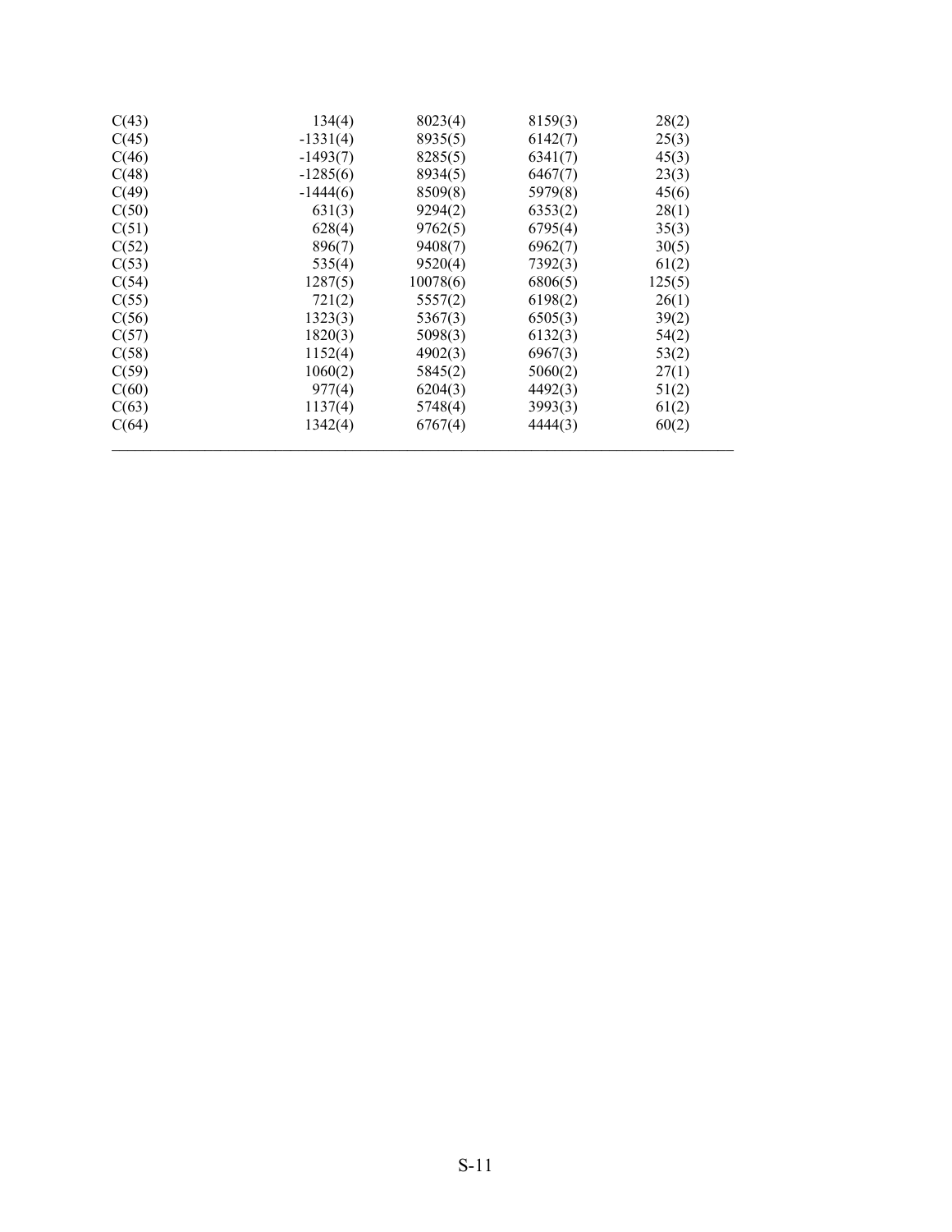| | | | | |
|---|---|---|---|---|
| C(43) | 134(4) | 8023(4) | 8159(3) | 28(2) |
| C(45) | -1331(4) | 8935(5) | 6142(7) | 25(3) |
| C(46) | -1493(7) | 8285(5) | 6341(7) | 45(3) |
| C(48) | -1285(6) | 8934(5) | 6467(7) | 23(3) |
| C(49) | -1444(6) | 8509(8) | 5979(8) | 45(6) |
| C(50) | 631(3) | 9294(2) | 6353(2) | 28(1) |
| C(51) | 628(4) | 9762(5) | 6795(4) | 35(3) |
| C(52) | 896(7) | 9408(7) | 6962(7) | 30(5) |
| C(53) | 535(4) | 9520(4) | 7392(3) | 61(2) |
| C(54) | 1287(5) | 10078(6) | 6806(5) | 125(5) |
| C(55) | 721(2) | 5557(2) | 6198(2) | 26(1) |
| C(56) | 1323(3) | 5367(3) | 6505(3) | 39(2) |
| C(57) | 1820(3) | 5098(3) | 6132(3) | 54(2) |
| C(58) | 1152(4) | 4902(3) | 6967(3) | 53(2) |
| C(59) | 1060(2) | 5845(2) | 5060(2) | 27(1) |
| C(60) | 977(4) | 6204(3) | 4492(3) | 51(2) |
| C(63) | 1137(4) | 5748(4) | 3993(3) | 61(2) |
| C(64) | 1342(4) | 6767(4) | 4444(3) | 60(2) |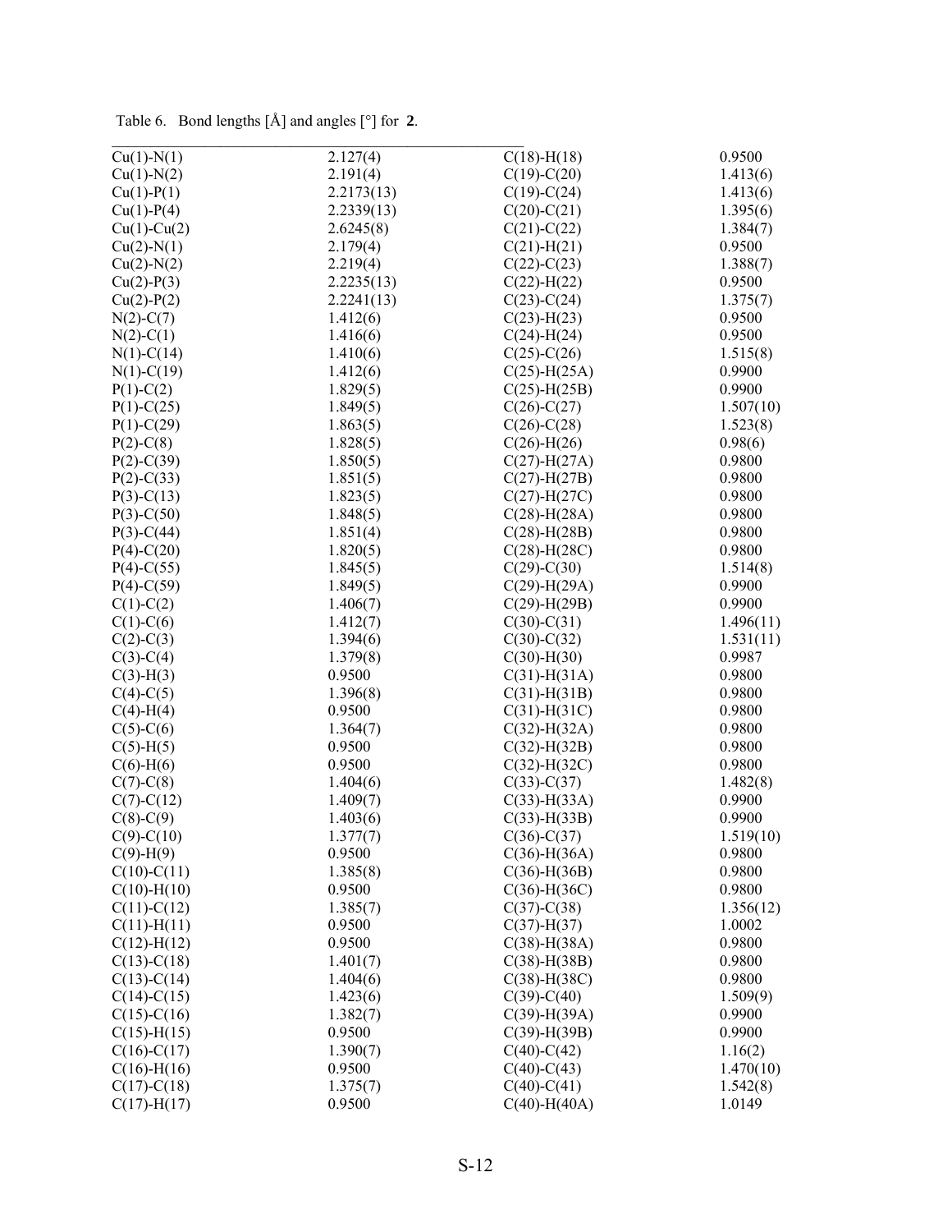Table 6. Bond lengths [Å] and angles [°] for **2**.

| | | | |
|---|---|---|---|
| Cu(1)-N(1) | 2.127(4) | C(18)-H(18) | 0.9500 |
| Cu(1)-N(2) | 2.191(4) | C(19)-C(20) | 1.413(6) |
| Cu(1)-P(1) | 2.2173(13) | C(19)-C(24) | 1.413(6) |
| Cu(1)-P(4) | 2.2339(13) | C(20)-C(21) | 1.395(6) |
| Cu(1)-Cu(2) | 2.6245(8) | C(21)-C(22) | 1.384(7) |
| Cu(2)-N(1) | 2.179(4) | C(21)-H(21) | 0.9500 |
| Cu(2)-N(2) | 2.219(4) | C(22)-C(23) | 1.388(7) |
| Cu(2)-P(3) | 2.2235(13) | C(22)-H(22) | 0.9500 |
| Cu(2)-P(2) | 2.2241(13) | C(23)-C(24) | 1.375(7) |
| N(2)-C(7) | 1.412(6) | C(23)-H(23) | 0.9500 |
| N(2)-C(1) | 1.416(6) | C(24)-H(24) | 0.9500 |
| N(1)-C(14) | 1.410(6) | C(25)-C(26) | 1.515(8) |
| N(1)-C(19) | 1.412(6) | C(25)-H(25A) | 0.9900 |
| P(1)-C(2) | 1.829(5) | C(25)-H(25B) | 0.9900 |
| P(1)-C(25) | 1.849(5) | C(26)-C(27) | 1.507(10) |
| P(1)-C(29) | 1.863(5) | C(26)-C(28) | 1.523(8) |
| P(2)-C(8) | 1.828(5) | C(26)-H(26) | 0.98(6) |
| P(2)-C(39) | 1.850(5) | C(27)-H(27A) | 0.9800 |
| P(2)-C(33) | 1.851(5) | C(27)-H(27B) | 0.9800 |
| P(3)-C(13) | 1.823(5) | C(27)-H(27C) | 0.9800 |
| P(3)-C(50) | 1.848(5) | C(28)-H(28A) | 0.9800 |
| P(3)-C(44) | 1.851(4) | C(28)-H(28B) | 0.9800 |
| P(4)-C(20) | 1.820(5) | C(28)-H(28C) | 0.9800 |
| P(4)-C(55) | 1.845(5) | C(29)-C(30) | 1.514(8) |
| P(4)-C(59) | 1.849(5) | C(29)-H(29A) | 0.9900 |
| C(1)-C(2) | 1.406(7) | C(29)-H(29B) | 0.9900 |
| C(1)-C(6) | 1.412(7) | C(30)-C(31) | 1.496(11) |
| C(2)-C(3) | 1.394(6) | C(30)-C(32) | 1.531(11) |
| C(3)-C(4) | 1.379(8) | C(30)-H(30) | 0.9987 |
| C(3)-H(3) | 0.9500 | C(31)-H(31A) | 0.9800 |
| C(4)-C(5) | 1.396(8) | C(31)-H(31B) | 0.9800 |
| C(4)-H(4) | 0.9500 | C(31)-H(31C) | 0.9800 |
| C(5)-C(6) | 1.364(7) | C(32)-H(32A) | 0.9800 |
| C(5)-H(5) | 0.9500 | C(32)-H(32B) | 0.9800 |
| C(6)-H(6) | 0.9500 | C(32)-H(32C) | 0.9800 |
| C(7)-C(8) | 1.404(6) | C(33)-C(37) | 1.482(8) |
| C(7)-C(12) | 1.409(7) | C(33)-H(33A) | 0.9900 |
| C(8)-C(9) | 1.403(6) | C(33)-H(33B) | 0.9900 |
| C(9)-C(10) | 1.377(7) | C(36)-C(37) | 1.519(10) |
| C(9)-H(9) | 0.9500 | C(36)-H(36A) | 0.9800 |
| C(10)-C(11) | 1.385(8) | C(36)-H(36B) | 0.9800 |
| C(10)-H(10) | 0.9500 | C(36)-H(36C) | 0.9800 |
| C(11)-C(12) | 1.385(7) | C(37)-C(38) | 1.356(12) |
| C(11)-H(11) | 0.9500 | C(37)-H(37) | 1.0002 |
| C(12)-H(12) | 0.9500 | C(38)-H(38A) | 0.9800 |
| C(13)-C(18) | 1.401(7) | C(38)-H(38B) | 0.9800 |
| C(13)-C(14) | 1.404(6) | C(38)-H(38C) | 0.9800 |
| C(14)-C(15) | 1.423(6) | C(39)-C(40) | 1.509(9) |
| C(15)-C(16) | 1.382(7) | C(39)-H(39A) | 0.9900 |
| C(15)-H(15) | 0.9500 | C(39)-H(39B) | 0.9900 |
| C(16)-C(17) | 1.390(7) | C(40)-C(42) | 1.16(2) |
| C(16)-H(16) | 0.9500 | C(40)-C(43) | 1.470(10) |
| C(17)-C(18) | 1.375(7) | C(40)-C(41) | 1.542(8) |
| C(17)-H(17) | 0.9500 | C(40)-H(40A) | 1.0149 |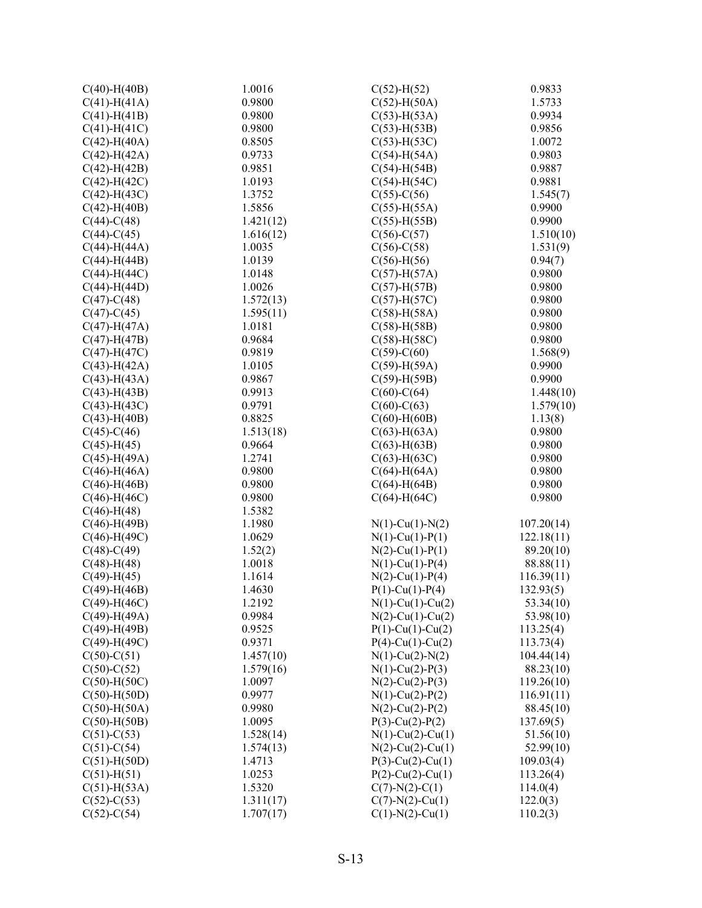| | | | |
|---|---|---|---|
| C(40)-H(40B) | 1.0016 | C(52)-H(52) | 0.9833 |
| C(41)-H(41A) | 0.9800 | C(52)-H(50A) | 1.5733 |
| C(41)-H(41B) | 0.9800 | C(53)-H(53A) | 0.9934 |
| C(41)-H(41C) | 0.9800 | C(53)-H(53B) | 0.9856 |
| C(42)-H(40A) | 0.8505 | C(53)-H(53C) | 1.0072 |
| C(42)-H(42A) | 0.9733 | C(54)-H(54A) | 0.9803 |
| C(42)-H(42B) | 0.9851 | C(54)-H(54B) | 0.9887 |
| C(42)-H(42C) | 1.0193 | C(54)-H(54C) | 0.9881 |
| C(42)-H(43C) | 1.3752 | C(55)-C(56) | 1.545(7) |
| C(42)-H(40B) | 1.5856 | C(55)-H(55A) | 0.9900 |
| C(44)-C(48) | 1.421(12) | C(55)-H(55B) | 0.9900 |
| C(44)-C(45) | 1.616(12) | C(56)-C(57) | 1.510(10) |
| C(44)-H(44A) | 1.0035 | C(56)-C(58) | 1.531(9) |
| C(44)-H(44B) | 1.0139 | C(56)-H(56) | 0.94(7) |
| C(44)-H(44C) | 1.0148 | C(57)-H(57A) | 0.9800 |
| C(44)-H(44D) | 1.0026 | C(57)-H(57B) | 0.9800 |
| C(47)-C(48) | 1.572(13) | C(57)-H(57C) | 0.9800 |
| C(47)-C(45) | 1.595(11) | C(58)-H(58A) | 0.9800 |
| C(47)-H(47A) | 1.0181 | C(58)-H(58B) | 0.9800 |
| C(47)-H(47B) | 0.9684 | C(58)-H(58C) | 0.9800 |
| C(47)-H(47C) | 0.9819 | C(59)-C(60) | 1.568(9) |
| C(43)-H(42A) | 1.0105 | C(59)-H(59A) | 0.9900 |
| C(43)-H(43A) | 0.9867 | C(59)-H(59B) | 0.9900 |
| C(43)-H(43B) | 0.9913 | C(60)-C(64) | 1.448(10) |
| C(43)-H(43C) | 0.9791 | C(60)-C(63) | 1.579(10) |
| C(43)-H(40B) | 0.8825 | C(60)-H(60B) | 1.13(8) |
| C(45)-C(46) | 1.513(18) | C(63)-H(63A) | 0.9800 |
| C(45)-H(45) | 0.9664 | C(63)-H(63B) | 0.9800 |
| C(45)-H(49A) | 1.2741 | C(63)-H(63C) | 0.9800 |
| C(46)-H(46A) | 0.9800 | C(64)-H(64A) | 0.9800 |
| C(46)-H(46B) | 0.9800 | C(64)-H(64B) | 0.9800 |
| C(46)-H(46C) | 0.9800 | C(64)-H(64C) | 0.9800 |
| C(46)-H(48) | 1.5382 | | |
| C(46)-H(49B) | 1.1980 | N(1)-Cu(1)-N(2) | 107.20(14) |
| C(46)-H(49C) | 1.0629 | N(1)-Cu(1)-P(1) | 122.18(11) |
| C(48)-C(49) | 1.52(2) | N(2)-Cu(1)-P(1) | 89.20(10) |
| C(48)-H(48) | 1.0018 | N(1)-Cu(1)-P(4) | 88.88(11) |
| C(49)-H(45) | 1.1614 | N(2)-Cu(1)-P(4) | 116.39(11) |
| C(49)-H(46B) | 1.4630 | P(1)-Cu(1)-P(4) | 132.93(5) |
| C(49)-H(46C) | 1.2192 | N(1)-Cu(1)-Cu(2) | 53.34(10) |
| C(49)-H(49A) | 0.9984 | N(2)-Cu(1)-Cu(2) | 53.98(10) |
| C(49)-H(49B) | 0.9525 | P(1)-Cu(1)-Cu(2) | 113.25(4) |
| C(49)-H(49C) | 0.9371 | P(4)-Cu(1)-Cu(2) | 113.73(4) |
| C(50)-C(51) | 1.457(10) | N(1)-Cu(2)-N(2) | 104.44(14) |
| C(50)-C(52) | 1.579(16) | N(1)-Cu(2)-P(3) | 88.23(10) |
| C(50)-H(50C) | 1.0097 | N(2)-Cu(2)-P(3) | 119.26(10) |
| C(50)-H(50D) | 0.9977 | N(1)-Cu(2)-P(2) | 116.91(11) |
| C(50)-H(50A) | 0.9980 | N(2)-Cu(2)-P(2) | 88.45(10) |
| C(50)-H(50B) | 1.0095 | P(3)-Cu(2)-P(2) | 137.69(5) |
| C(51)-C(53) | 1.528(14) | N(1)-Cu(2)-Cu(1) | 51.56(10) |
| C(51)-C(54) | 1.574(13) | N(2)-Cu(2)-Cu(1) | 52.99(10) |
| C(51)-H(50D) | 1.4713 | P(3)-Cu(2)-Cu(1) | 109.03(4) |
| C(51)-H(51) | 1.0253 | P(2)-Cu(2)-Cu(1) | 113.26(4) |
| C(51)-H(53A) | 1.5320 | C(7)-N(2)-C(1) | 114.0(4) |
| C(52)-C(53) | 1.311(17) | C(7)-N(2)-Cu(1) | 122.0(3) |
| C(52)-C(54) | 1.707(17) | C(1)-N(2)-Cu(1) | 110.2(3) |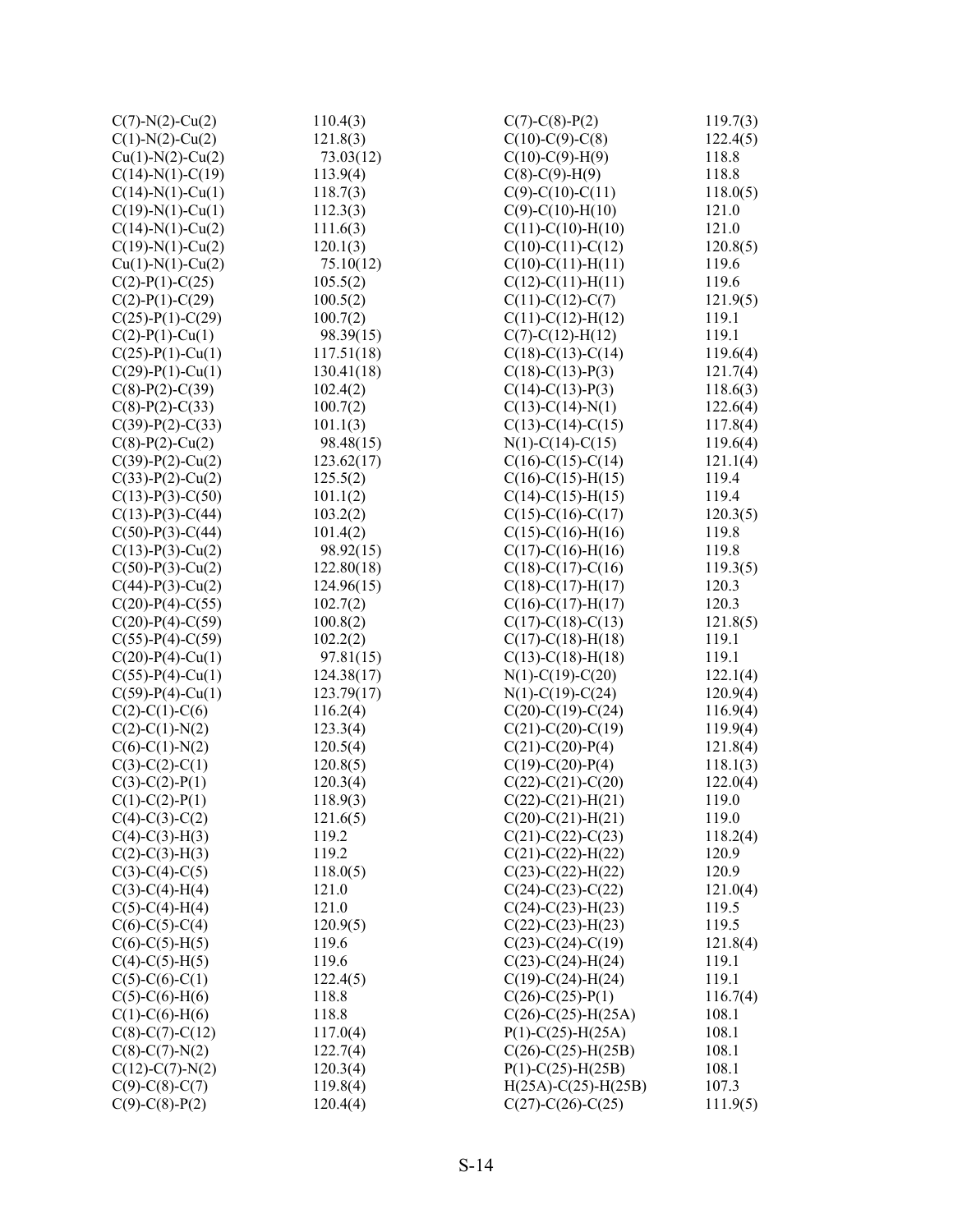| | | | |
|---|---|---|---|
| C(7)-N(2)-Cu(2) | 110.4(3) | C(7)-C(8)-P(2) | 119.7(3) |
| C(1)-N(2)-Cu(2) | 121.8(3) | C(10)-C(9)-C(8) | 122.4(5) |
| Cu(1)-N(2)-Cu(2) | 73.03(12) | C(10)-C(9)-H(9) | 118.8 |
| C(14)-N(1)-C(19) | 113.9(4) | C(8)-C(9)-H(9) | 118.8 |
| C(14)-N(1)-Cu(1) | 118.7(3) | C(9)-C(10)-C(11) | 118.0(5) |
| C(19)-N(1)-Cu(1) | 112.3(3) | C(9)-C(10)-H(10) | 121.0 |
| C(14)-N(1)-Cu(2) | 111.6(3) | C(11)-C(10)-H(10) | 121.0 |
| C(19)-N(1)-Cu(2) | 120.1(3) | C(10)-C(11)-C(12) | 120.8(5) |
| Cu(1)-N(1)-Cu(2) | 75.10(12) | C(10)-C(11)-H(11) | 119.6 |
| C(2)-P(1)-C(25) | 105.5(2) | C(12)-C(11)-H(11) | 119.6 |
| C(2)-P(1)-C(29) | 100.5(2) | C(11)-C(12)-C(7) | 121.9(5) |
| C(25)-P(1)-C(29) | 100.7(2) | C(11)-C(12)-H(12) | 119.1 |
| C(2)-P(1)-Cu(1) | 98.39(15) | C(7)-C(12)-H(12) | 119.1 |
| C(25)-P(1)-Cu(1) | 117.51(18) | C(18)-C(13)-C(14) | 119.6(4) |
| C(29)-P(1)-Cu(1) | 130.41(18) | C(18)-C(13)-P(3) | 121.7(4) |
| C(8)-P(2)-C(39) | 102.4(2) | C(14)-C(13)-P(3) | 118.6(3) |
| C(8)-P(2)-C(33) | 100.7(2) | C(13)-C(14)-N(1) | 122.6(4) |
| C(39)-P(2)-C(33) | 101.1(3) | C(13)-C(14)-C(15) | 117.8(4) |
| C(8)-P(2)-Cu(2) | 98.48(15) | N(1)-C(14)-C(15) | 119.6(4) |
| C(39)-P(2)-Cu(2) | 123.62(17) | C(16)-C(15)-C(14) | 121.1(4) |
| C(33)-P(2)-Cu(2) | 125.5(2) | C(16)-C(15)-H(15) | 119.4 |
| C(13)-P(3)-C(50) | 101.1(2) | C(14)-C(15)-H(15) | 119.4 |
| C(13)-P(3)-C(44) | 103.2(2) | C(15)-C(16)-C(17) | 120.3(5) |
| C(50)-P(3)-C(44) | 101.4(2) | C(15)-C(16)-H(16) | 119.8 |
| C(13)-P(3)-Cu(2) | 98.92(15) | C(17)-C(16)-H(16) | 119.8 |
| C(50)-P(3)-Cu(2) | 122.80(18) | C(18)-C(17)-C(16) | 119.3(5) |
| C(44)-P(3)-Cu(2) | 124.96(15) | C(18)-C(17)-H(17) | 120.3 |
| C(20)-P(4)-C(55) | 102.7(2) | C(16)-C(17)-H(17) | 120.3 |
| C(20)-P(4)-C(59) | 100.8(2) | C(17)-C(18)-C(13) | 121.8(5) |
| C(55)-P(4)-C(59) | 102.2(2) | C(17)-C(18)-H(18) | 119.1 |
| C(20)-P(4)-Cu(1) | 97.81(15) | C(13)-C(18)-H(18) | 119.1 |
| C(55)-P(4)-Cu(1) | 124.38(17) | N(1)-C(19)-C(20) | 122.1(4) |
| C(59)-P(4)-Cu(1) | 123.79(17) | N(1)-C(19)-C(24) | 120.9(4) |
| C(2)-C(1)-C(6) | 116.2(4) | C(20)-C(19)-C(24) | 116.9(4) |
| C(2)-C(1)-N(2) | 123.3(4) | C(21)-C(20)-C(19) | 119.9(4) |
| C(6)-C(1)-N(2) | 120.5(4) | C(21)-C(20)-P(4) | 121.8(4) |
| C(3)-C(2)-C(1) | 120.8(5) | C(19)-C(20)-P(4) | 118.1(3) |
| C(3)-C(2)-P(1) | 120.3(4) | C(22)-C(21)-C(20) | 122.0(4) |
| C(1)-C(2)-P(1) | 118.9(3) | C(22)-C(21)-H(21) | 119.0 |
| C(4)-C(3)-C(2) | 121.6(5) | C(20)-C(21)-H(21) | 119.0 |
| C(4)-C(3)-H(3) | 119.2 | C(21)-C(22)-C(23) | 118.2(4) |
| C(2)-C(3)-H(3) | 119.2 | C(21)-C(22)-H(22) | 120.9 |
| C(3)-C(4)-C(5) | 118.0(5) | C(23)-C(22)-H(22) | 120.9 |
| C(3)-C(4)-H(4) | 121.0 | C(24)-C(23)-C(22) | 121.0(4) |
| C(5)-C(4)-H(4) | 121.0 | C(24)-C(23)-H(23) | 119.5 |
| C(6)-C(5)-C(4) | 120.9(5) | C(22)-C(23)-H(23) | 119.5 |
| C(6)-C(5)-H(5) | 119.6 | C(23)-C(24)-C(19) | 121.8(4) |
| C(4)-C(5)-H(5) | 119.6 | C(23)-C(24)-H(24) | 119.1 |
| C(5)-C(6)-C(1) | 122.4(5) | C(19)-C(24)-H(24) | 119.1 |
| C(5)-C(6)-H(6) | 118.8 | C(26)-C(25)-P(1) | 116.7(4) |
| C(1)-C(6)-H(6) | 118.8 | C(26)-C(25)-H(25A) | 108.1 |
| C(8)-C(7)-C(12) | 117.0(4) | P(1)-C(25)-H(25A) | 108.1 |
| C(8)-C(7)-N(2) | 122.7(4) | C(26)-C(25)-H(25B) | 108.1 |
| C(12)-C(7)-N(2) | 120.3(4) | P(1)-C(25)-H(25B) | 108.1 |
| C(9)-C(8)-C(7) | 119.8(4) | H(25A)-C(25)-H(25B) | 107.3 |
| C(9)-C(8)-P(2) | 120.4(4) | C(27)-C(26)-C(25) | 111.9(5) |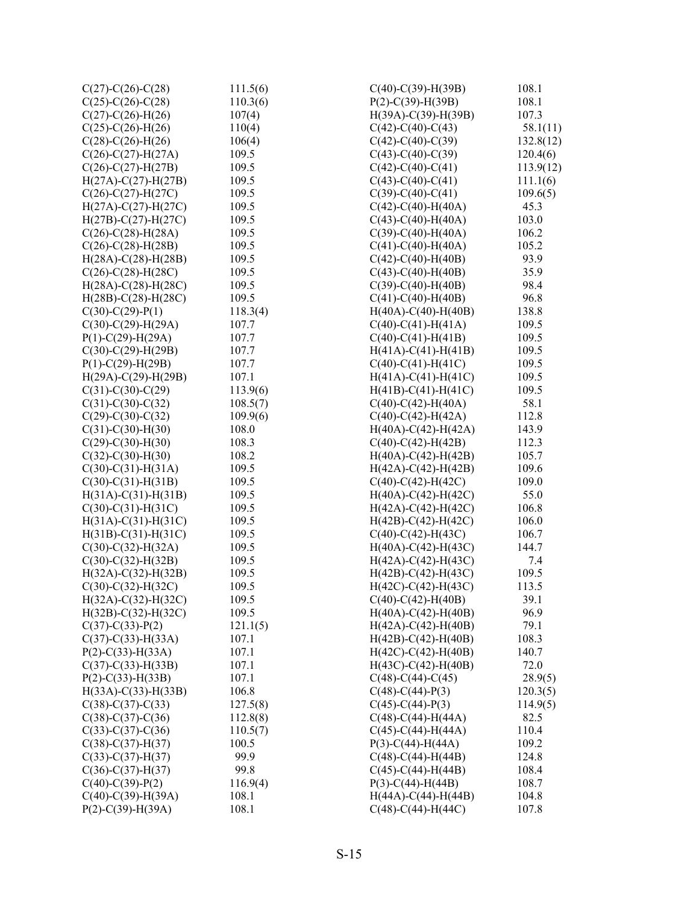| | |
|---|---|
| C(27)-C(26)-C(28) | 111.5(6) |
| C(25)-C(26)-C(28) | 110.3(6) |
| C(27)-C(26)-H(26) | 107(4) |
| C(25)-C(26)-H(26) | 110(4) |
| C(28)-C(26)-H(26) | 106(4) |
| C(26)-C(27)-H(27A) | 109.5 |
| C(26)-C(27)-H(27B) | 109.5 |
| H(27A)-C(27)-H(27B) | 109.5 |
| C(26)-C(27)-H(27C) | 109.5 |
| H(27A)-C(27)-H(27C) | 109.5 |
| H(27B)-C(27)-H(27C) | 109.5 |
| C(26)-C(28)-H(28A) | 109.5 |
| C(26)-C(28)-H(28B) | 109.5 |
| H(28A)-C(28)-H(28B) | 109.5 |
| C(26)-C(28)-H(28C) | 109.5 |
| H(28A)-C(28)-H(28C) | 109.5 |
| H(28B)-C(28)-H(28C) | 109.5 |
| C(30)-C(29)-P(1) | 118.3(4) |
| C(30)-C(29)-H(29A) | 107.7 |
| P(1)-C(29)-H(29A) | 107.7 |
| C(30)-C(29)-H(29B) | 107.7 |
| P(1)-C(29)-H(29B) | 107.7 |
| H(29A)-C(29)-H(29B) | 107.1 |
| C(31)-C(30)-C(29) | 113.9(6) |
| C(31)-C(30)-C(32) | 108.5(7) |
| C(29)-C(30)-C(32) | 109.9(6) |
| C(31)-C(30)-H(30) | 108.0 |
| C(29)-C(30)-H(30) | 108.3 |
| C(32)-C(30)-H(30) | 108.2 |
| C(30)-C(31)-H(31A) | 109.5 |
| C(30)-C(31)-H(31B) | 109.5 |
| H(31A)-C(31)-H(31B) | 109.5 |
| C(30)-C(31)-H(31C) | 109.5 |
| H(31A)-C(31)-H(31C) | 109.5 |
| H(31B)-C(31)-H(31C) | 109.5 |
| C(30)-C(32)-H(32A) | 109.5 |
| C(30)-C(32)-H(32B) | 109.5 |
| H(32A)-C(32)-H(32B) | 109.5 |
| C(30)-C(32)-H(32C) | 109.5 |
| H(32A)-C(32)-H(32C) | 109.5 |
| H(32B)-C(32)-H(32C) | 109.5 |
| C(37)-C(33)-P(2) | 121.1(5) |
| C(37)-C(33)-H(33A) | 107.1 |
| P(2)-C(33)-H(33A) | 107.1 |
| C(37)-C(33)-H(33B) | 107.1 |
| P(2)-C(33)-H(33B) | 107.1 |
| H(33A)-C(33)-H(33B) | 106.8 |
| C(38)-C(37)-C(33) | 127.5(8) |
| C(38)-C(37)-C(36) | 112.8(8) |
| C(33)-C(37)-C(36) | 110.5(7) |
| C(38)-C(37)-H(37) | 100.5 |
| C(33)-C(37)-H(37) | 99.9 |
| C(36)-C(37)-H(37) | 99.8 |
| C(40)-C(39)-P(2) | 116.9(4) |
| C(40)-C(39)-H(39A) | 108.1 |
| P(2)-C(39)-H(39A) | 108.1 |
| C(40)-C(39)-H(39B) | 108.1 |
| P(2)-C(39)-H(39B) | 108.1 |
| H(39A)-C(39)-H(39B) | 107.3 |
| C(42)-C(40)-C(43) | 58.1(11) |
| C(42)-C(40)-C(39) | 132.8(12) |
| C(43)-C(40)-C(39) | 120.4(6) |
| C(42)-C(40)-C(41) | 113.9(12) |
| C(43)-C(40)-C(41) | 111.1(6) |
| C(39)-C(40)-C(41) | 109.6(5) |
| C(42)-C(40)-H(40A) | 45.3 |
| C(43)-C(40)-H(40A) | 103.0 |
| C(39)-C(40)-H(40A) | 106.2 |
| C(41)-C(40)-H(40A) | 105.2 |
| C(42)-C(40)-H(40B) | 93.9 |
| C(43)-C(40)-H(40B) | 35.9 |
| C(39)-C(40)-H(40B) | 98.4 |
| C(41)-C(40)-H(40B) | 96.8 |
| H(40A)-C(40)-H(40B) | 138.8 |
| C(40)-C(41)-H(41A) | 109.5 |
| C(40)-C(41)-H(41B) | 109.5 |
| H(41A)-C(41)-H(41B) | 109.5 |
| C(40)-C(41)-H(41C) | 109.5 |
| H(41A)-C(41)-H(41C) | 109.5 |
| H(41B)-C(41)-H(41C) | 109.5 |
| C(40)-C(42)-H(40A) | 58.1 |
| C(40)-C(42)-H(42A) | 112.8 |
| H(40A)-C(42)-H(42A) | 143.9 |
| C(40)-C(42)-H(42B) | 112.3 |
| H(40A)-C(42)-H(42B) | 105.7 |
| H(42A)-C(42)-H(42B) | 109.6 |
| C(40)-C(42)-H(42C) | 109.0 |
| H(40A)-C(42)-H(42C) | 55.0 |
| H(42A)-C(42)-H(42C) | 106.8 |
| H(42B)-C(42)-H(42C) | 106.0 |
| C(40)-C(42)-H(43C) | 106.7 |
| H(40A)-C(42)-H(43C) | 144.7 |
| H(42A)-C(42)-H(43C) | 7.4 |
| H(42B)-C(42)-H(43C) | 109.5 |
| H(42C)-C(42)-H(43C) | 113.5 |
| C(40)-C(42)-H(40B) | 39.1 |
| H(40A)-C(42)-H(40B) | 96.9 |
| H(42A)-C(42)-H(40B) | 79.1 |
| H(42B)-C(42)-H(40B) | 108.3 |
| H(42C)-C(42)-H(40B) | 140.7 |
| H(43C)-C(42)-H(40B) | 72.0 |
| C(48)-C(44)-C(45) | 28.9(5) |
| C(48)-C(44)-P(3) | 120.3(5) |
| C(45)-C(44)-P(3) | 114.9(5) |
| C(48)-C(44)-H(44A) | 82.5 |
| C(45)-C(44)-H(44A) | 110.4 |
| P(3)-C(44)-H(44A) | 109.2 |
| C(48)-C(44)-H(44B) | 124.8 |
| C(45)-C(44)-H(44B) | 108.4 |
| P(3)-C(44)-H(44B) | 108.7 |
| H(44A)-C(44)-H(44B) | 104.8 |
| C(48)-C(44)-H(44C) | 107.8 |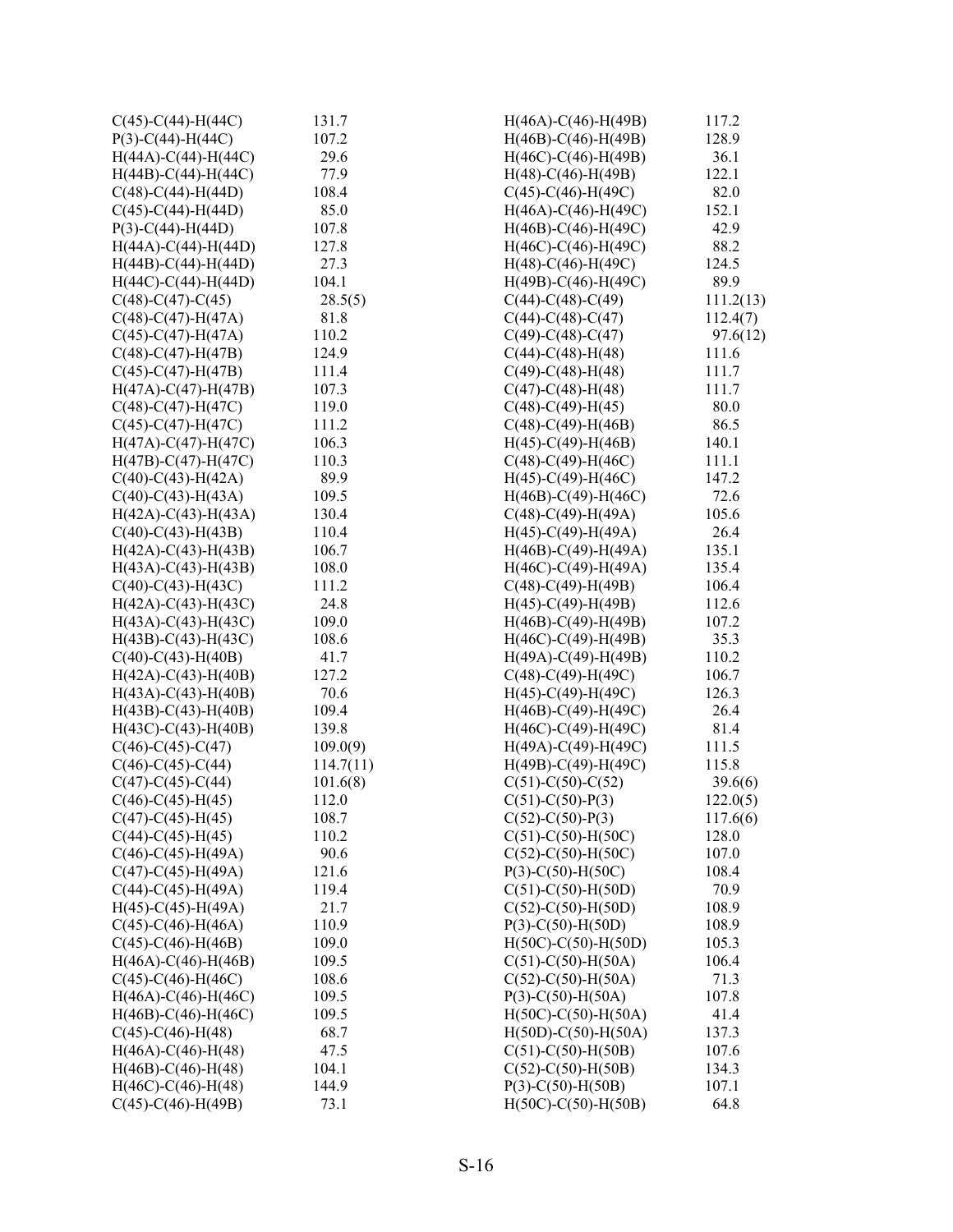| | |
|---|---|
| C(45)-C(44)-H(44C) | 131.7 |
| P(3)-C(44)-H(44C) | 107.2 |
| H(44A)-C(44)-H(44C) | 29.6 |
| H(44B)-C(44)-H(44C) | 77.9 |
| C(48)-C(44)-H(44D) | 108.4 |
| C(45)-C(44)-H(44D) | 85.0 |
| P(3)-C(44)-H(44D) | 107.8 |
| H(44A)-C(44)-H(44D) | 127.8 |
| H(44B)-C(44)-H(44D) | 27.3 |
| H(44C)-C(44)-H(44D) | 104.1 |
| C(48)-C(47)-C(45) | 28.5(5) |
| C(48)-C(47)-H(47A) | 81.8 |
| C(45)-C(47)-H(47A) | 110.2 |
| C(48)-C(47)-H(47B) | 124.9 |
| C(45)-C(47)-H(47B) | 111.4 |
| H(47A)-C(47)-H(47B) | 107.3 |
| C(48)-C(47)-H(47C) | 119.0 |
| C(45)-C(47)-H(47C) | 111.2 |
| H(47A)-C(47)-H(47C) | 106.3 |
| H(47B)-C(47)-H(47C) | 110.3 |
| C(40)-C(43)-H(42A) | 89.9 |
| C(40)-C(43)-H(43A) | 109.5 |
| H(42A)-C(43)-H(43A) | 130.4 |
| C(40)-C(43)-H(43B) | 110.4 |
| H(42A)-C(43)-H(43B) | 106.7 |
| H(43A)-C(43)-H(43B) | 108.0 |
| C(40)-C(43)-H(43C) | 111.2 |
| H(42A)-C(43)-H(43C) | 24.8 |
| H(43A)-C(43)-H(43C) | 109.0 |
| H(43B)-C(43)-H(43C) | 108.6 |
| C(40)-C(43)-H(40B) | 41.7 |
| H(42A)-C(43)-H(40B) | 127.2 |
| H(43A)-C(43)-H(40B) | 70.6 |
| H(43B)-C(43)-H(40B) | 109.4 |
| H(43C)-C(43)-H(40B) | 139.8 |
| C(46)-C(45)-C(47) | 109.0(9) |
| C(46)-C(45)-C(44) | 114.7(11) |
| C(47)-C(45)-C(44) | 101.6(8) |
| C(46)-C(45)-H(45) | 112.0 |
| C(47)-C(45)-H(45) | 108.7 |
| C(44)-C(45)-H(45) | 110.2 |
| C(46)-C(45)-H(49A) | 90.6 |
| C(47)-C(45)-H(49A) | 121.6 |
| C(44)-C(45)-H(49A) | 119.4 |
| H(45)-C(45)-H(49A) | 21.7 |
| C(45)-C(46)-H(46A) | 110.9 |
| C(45)-C(46)-H(46B) | 109.0 |
| H(46A)-C(46)-H(46B) | 109.5 |
| C(45)-C(46)-H(46C) | 108.6 |
| H(46A)-C(46)-H(46C) | 109.5 |
| H(46B)-C(46)-H(46C) | 109.5 |
| C(45)-C(46)-H(48) | 68.7 |
| H(46A)-C(46)-H(48) | 47.5 |
| H(46B)-C(46)-H(48) | 104.1 |
| H(46C)-C(46)-H(48) | 144.9 |
| C(45)-C(46)-H(49B) | 73.1 |
| H(46A)-C(46)-H(49B) | 117.2 |
| H(46B)-C(46)-H(49B) | 128.9 |
| H(46C)-C(46)-H(49B) | 36.1 |
| H(48)-C(46)-H(49B) | 122.1 |
| C(45)-C(46)-H(49C) | 82.0 |
| H(46A)-C(46)-H(49C) | 152.1 |
| H(46B)-C(46)-H(49C) | 42.9 |
| H(46C)-C(46)-H(49C) | 88.2 |
| H(48)-C(46)-H(49C) | 124.5 |
| H(49B)-C(46)-H(49C) | 89.9 |
| C(44)-C(48)-C(49) | 111.2(13) |
| C(44)-C(48)-C(47) | 112.4(7) |
| C(49)-C(48)-C(47) | 97.6(12) |
| C(44)-C(48)-H(48) | 111.6 |
| C(49)-C(48)-H(48) | 111.7 |
| C(47)-C(48)-H(48) | 111.7 |
| C(48)-C(49)-H(45) | 80.0 |
| C(48)-C(49)-H(46B) | 86.5 |
| H(45)-C(49)-H(46B) | 140.1 |
| C(48)-C(49)-H(46C) | 111.1 |
| H(45)-C(49)-H(46C) | 147.2 |
| H(46B)-C(49)-H(46C) | 72.6 |
| C(48)-C(49)-H(49A) | 105.6 |
| H(45)-C(49)-H(49A) | 26.4 |
| H(46B)-C(49)-H(49A) | 135.1 |
| H(46C)-C(49)-H(49A) | 135.4 |
| C(48)-C(49)-H(49B) | 106.4 |
| H(45)-C(49)-H(49B) | 112.6 |
| H(46B)-C(49)-H(49B) | 107.2 |
| H(46C)-C(49)-H(49B) | 35.3 |
| H(49A)-C(49)-H(49B) | 110.2 |
| C(48)-C(49)-H(49C) | 106.7 |
| H(45)-C(49)-H(49C) | 126.3 |
| H(46B)-C(49)-H(49C) | 26.4 |
| H(46C)-C(49)-H(49C) | 81.4 |
| H(49A)-C(49)-H(49C) | 111.5 |
| H(49B)-C(49)-H(49C) | 115.8 |
| C(51)-C(50)-C(52) | 39.6(6) |
| C(51)-C(50)-P(3) | 122.0(5) |
| C(52)-C(50)-P(3) | 117.6(6) |
| C(51)-C(50)-H(50C) | 128.0 |
| C(52)-C(50)-H(50C) | 107.0 |
| P(3)-C(50)-H(50C) | 108.4 |
| C(51)-C(50)-H(50D) | 70.9 |
| C(52)-C(50)-H(50D) | 108.9 |
| P(3)-C(50)-H(50D) | 108.9 |
| H(50C)-C(50)-H(50D) | 105.3 |
| C(51)-C(50)-H(50A) | 106.4 |
| C(52)-C(50)-H(50A) | 71.3 |
| P(3)-C(50)-H(50A) | 107.8 |
| H(50C)-C(50)-H(50A) | 41.4 |
| H(50D)-C(50)-H(50A) | 137.3 |
| C(51)-C(50)-H(50B) | 107.6 |
| C(52)-C(50)-H(50B) | 134.3 |
| P(3)-C(50)-H(50B) | 107.1 |
| H(50C)-C(50)-H(50B) | 64.8 |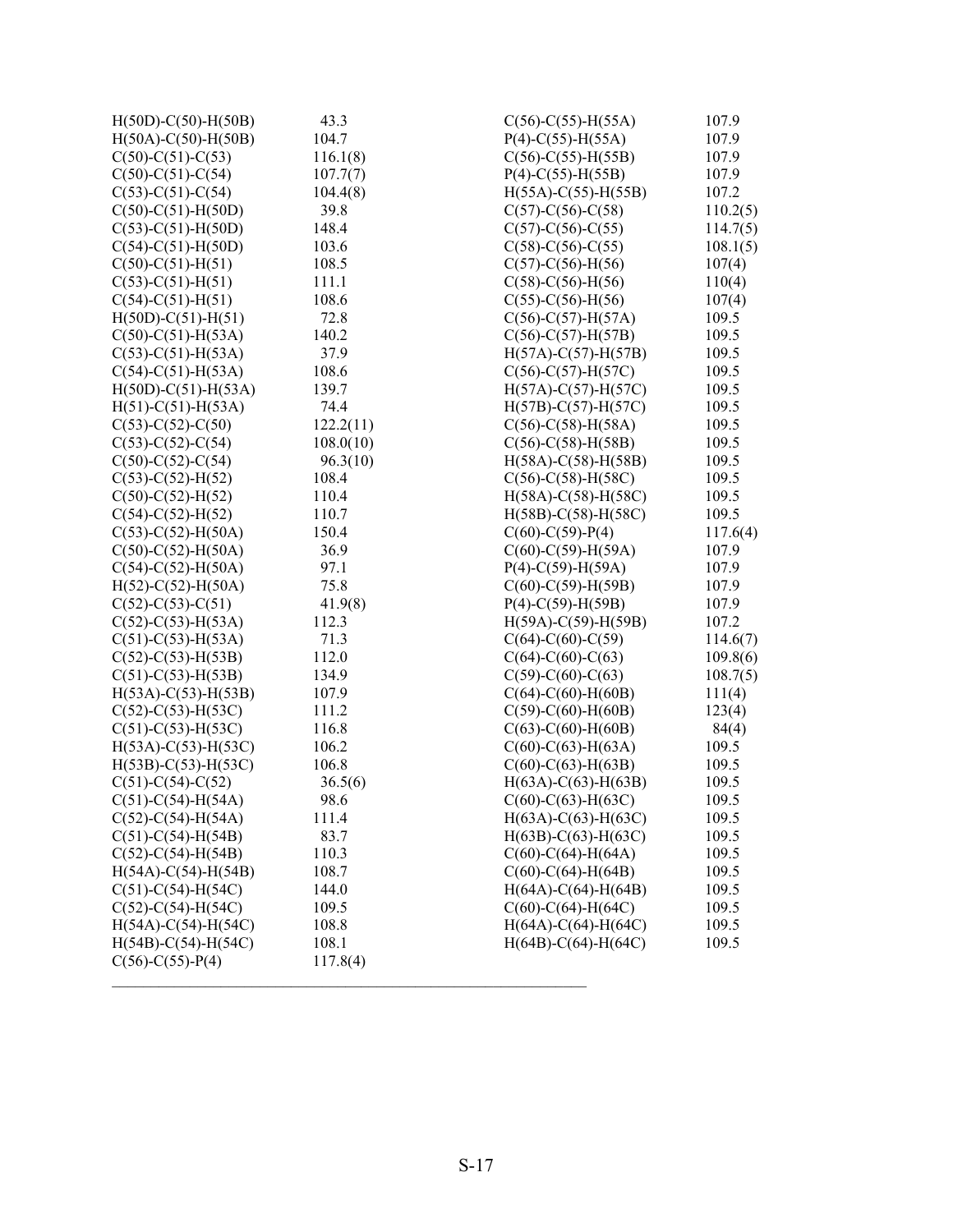| | |
|---|---|
| H(50D)-C(50)-H(50B) | 43.3 |
| H(50A)-C(50)-H(50B) | 104.7 |
| C(50)-C(51)-C(53) | 116.1(8) |
| C(50)-C(51)-C(54) | 107.7(7) |
| C(53)-C(51)-C(54) | 104.4(8) |
| C(50)-C(51)-H(50D) | 39.8 |
| C(53)-C(51)-H(50D) | 148.4 |
| C(54)-C(51)-H(50D) | 103.6 |
| C(50)-C(51)-H(51) | 108.5 |
| C(53)-C(51)-H(51) | 111.1 |
| C(54)-C(51)-H(51) | 108.6 |
| H(50D)-C(51)-H(51) | 72.8 |
| C(50)-C(51)-H(53A) | 140.2 |
| C(53)-C(51)-H(53A) | 37.9 |
| C(54)-C(51)-H(53A) | 108.6 |
| H(50D)-C(51)-H(53A) | 139.7 |
| H(51)-C(51)-H(53A) | 74.4 |
| C(53)-C(52)-C(50) | 122.2(11) |
| C(53)-C(52)-C(54) | 108.0(10) |
| C(50)-C(52)-C(54) | 96.3(10) |
| C(53)-C(52)-H(52) | 108.4 |
| C(50)-C(52)-H(52) | 110.4 |
| C(54)-C(52)-H(52) | 110.7 |
| C(53)-C(52)-H(50A) | 150.4 |
| C(50)-C(52)-H(50A) | 36.9 |
| C(54)-C(52)-H(50A) | 97.1 |
| H(52)-C(52)-H(50A) | 75.8 |
| C(52)-C(53)-C(51) | 41.9(8) |
| C(52)-C(53)-H(53A) | 112.3 |
| C(51)-C(53)-H(53A) | 71.3 |
| C(52)-C(53)-H(53B) | 112.0 |
| C(51)-C(53)-H(53B) | 134.9 |
| H(53A)-C(53)-H(53B) | 107.9 |
| C(52)-C(53)-H(53C) | 111.2 |
| C(51)-C(53)-H(53C) | 116.8 |
| H(53A)-C(53)-H(53C) | 106.2 |
| H(53B)-C(53)-H(53C) | 106.8 |
| C(51)-C(54)-C(52) | 36.5(6) |
| C(51)-C(54)-H(54A) | 98.6 |
| C(52)-C(54)-H(54A) | 111.4 |
| C(51)-C(54)-H(54B) | 83.7 |
| C(52)-C(54)-H(54B) | 110.3 |
| H(54A)-C(54)-H(54B) | 108.7 |
| C(51)-C(54)-H(54C) | 144.0 |
| C(52)-C(54)-H(54C) | 109.5 |
| H(54A)-C(54)-H(54C) | 108.8 |
| H(54B)-C(54)-H(54C) | 108.1 |
| C(56)-C(55)-P(4) | 117.8(4) |
| C(56)-C(55)-H(55A) | 107.9 |
| P(4)-C(55)-H(55A) | 107.9 |
| C(56)-C(55)-H(55B) | 107.9 |
| P(4)-C(55)-H(55B) | 107.9 |
| H(55A)-C(55)-H(55B) | 107.2 |
| C(57)-C(56)-C(58) | 110.2(5) |
| C(57)-C(56)-C(55) | 114.7(5) |
| C(58)-C(56)-C(55) | 108.1(5) |
| C(57)-C(56)-H(56) | 107(4) |
| C(58)-C(56)-H(56) | 110(4) |
| C(55)-C(56)-H(56) | 107(4) |
| C(56)-C(57)-H(57A) | 109.5 |
| C(56)-C(57)-H(57B) | 109.5 |
| H(57A)-C(57)-H(57B) | 109.5 |
| C(56)-C(57)-H(57C) | 109.5 |
| H(57A)-C(57)-H(57C) | 109.5 |
| H(57B)-C(57)-H(57C) | 109.5 |
| C(56)-C(58)-H(58A) | 109.5 |
| C(56)-C(58)-H(58B) | 109.5 |
| H(58A)-C(58)-H(58B) | 109.5 |
| C(56)-C(58)-H(58C) | 109.5 |
| H(58A)-C(58)-H(58C) | 109.5 |
| H(58B)-C(58)-H(58C) | 109.5 |
| C(60)-C(59)-P(4) | 117.6(4) |
| C(60)-C(59)-H(59A) | 107.9 |
| P(4)-C(59)-H(59A) | 107.9 |
| C(60)-C(59)-H(59B) | 107.9 |
| P(4)-C(59)-H(59B) | 107.9 |
| H(59A)-C(59)-H(59B) | 107.2 |
| C(64)-C(60)-C(59) | 114.6(7) |
| C(64)-C(60)-C(63) | 109.8(6) |
| C(59)-C(60)-C(63) | 108.7(5) |
| C(64)-C(60)-H(60B) | 111(4) |
| C(59)-C(60)-H(60B) | 123(4) |
| C(63)-C(60)-H(60B) | 84(4) |
| C(60)-C(63)-H(63A) | 109.5 |
| C(60)-C(63)-H(63B) | 109.5 |
| H(63A)-C(63)-H(63B) | 109.5 |
| C(60)-C(63)-H(63C) | 109.5 |
| H(63A)-C(63)-H(63C) | 109.5 |
| H(63B)-C(63)-H(63C) | 109.5 |
| C(60)-C(64)-H(64A) | 109.5 |
| C(60)-C(64)-H(64B) | 109.5 |
| H(64A)-C(64)-H(64B) | 109.5 |
| C(60)-C(64)-H(64C) | 109.5 |
| H(64A)-C(64)-H(64C) | 109.5 |
| H(64B)-C(64)-H(64C) | 109.5 |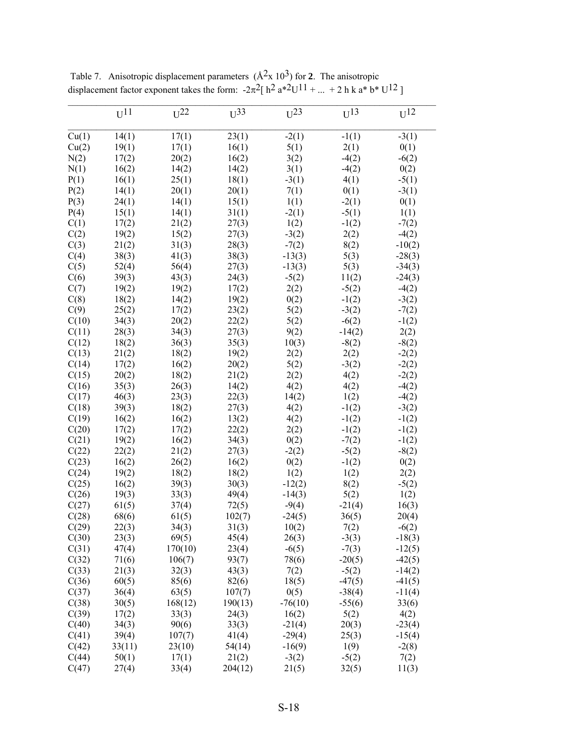Table 7. Anisotropic displacement parameters ($Å^2$x $10^3$) for **2**. The anisotropic displacement factor exponent takes the form: $-2\pi^2[\, h^2 a^{*2}U^{11} + ... + 2\, h\, k\, a^*\, b^*\, U^{12}\,]$

| | $U^{11}$ | $U^{22}$ | $U^{33}$ | $U^{23}$ | $U^{13}$ | $U^{12}$ |
|---|---|---|---|---|---|---|
| Cu(1) | 14(1) | 17(1) | 23(1) | -2(1) | -1(1) | -3(1) |
| Cu(2) | 19(1) | 17(1) | 16(1) | 5(1) | 2(1) | 0(1) |
| N(2) | 17(2) | 20(2) | 16(2) | 3(2) | -4(2) | -6(2) |
| N(1) | 16(2) | 14(2) | 14(2) | 3(1) | -4(2) | 0(2) |
| P(1) | 16(1) | 25(1) | 18(1) | -3(1) | 4(1) | -5(1) |
| P(2) | 14(1) | 20(1) | 20(1) | 7(1) | 0(1) | -3(1) |
| P(3) | 24(1) | 14(1) | 15(1) | 1(1) | -2(1) | 0(1) |
| P(4) | 15(1) | 14(1) | 31(1) | -2(1) | -5(1) | 1(1) |
| C(1) | 17(2) | 21(2) | 27(3) | 1(2) | -1(2) | -7(2) |
| C(2) | 19(2) | 15(2) | 27(3) | -3(2) | 2(2) | -4(2) |
| C(3) | 21(2) | 31(3) | 28(3) | -7(2) | 8(2) | -10(2) |
| C(4) | 38(3) | 41(3) | 38(3) | -13(3) | 5(3) | -28(3) |
| C(5) | 52(4) | 56(4) | 27(3) | -13(3) | 5(3) | -34(3) |
| C(6) | 39(3) | 43(3) | 24(3) | -5(2) | 11(2) | -24(3) |
| C(7) | 19(2) | 19(2) | 17(2) | 2(2) | -5(2) | -4(2) |
| C(8) | 18(2) | 14(2) | 19(2) | 0(2) | -1(2) | -3(2) |
| C(9) | 25(2) | 17(2) | 23(2) | 5(2) | -3(2) | -7(2) |
| C(10) | 34(3) | 20(2) | 22(2) | 5(2) | -6(2) | -1(2) |
| C(11) | 28(3) | 34(3) | 27(3) | 9(2) | -14(2) | 2(2) |
| C(12) | 18(2) | 36(3) | 35(3) | 10(3) | -8(2) | -8(2) |
| C(13) | 21(2) | 18(2) | 19(2) | 2(2) | 2(2) | -2(2) |
| C(14) | 17(2) | 16(2) | 20(2) | 5(2) | -3(2) | -2(2) |
| C(15) | 20(2) | 18(2) | 21(2) | 2(2) | 4(2) | -2(2) |
| C(16) | 35(3) | 26(3) | 14(2) | 4(2) | 4(2) | -4(2) |
| C(17) | 46(3) | 23(3) | 22(3) | 14(2) | 1(2) | -4(2) |
| C(18) | 39(3) | 18(2) | 27(3) | 4(2) | -1(2) | -3(2) |
| C(19) | 16(2) | 16(2) | 13(2) | 4(2) | -1(2) | -1(2) |
| C(20) | 17(2) | 17(2) | 22(2) | 2(2) | -1(2) | -1(2) |
| C(21) | 19(2) | 16(2) | 34(3) | 0(2) | -7(2) | -1(2) |
| C(22) | 22(2) | 21(2) | 27(3) | -2(2) | -5(2) | -8(2) |
| C(23) | 16(2) | 26(2) | 16(2) | 0(2) | -1(2) | 0(2) |
| C(24) | 19(2) | 18(2) | 18(2) | 1(2) | 1(2) | 2(2) |
| C(25) | 16(2) | 39(3) | 30(3) | -12(2) | 8(2) | -5(2) |
| C(26) | 19(3) | 33(3) | 49(4) | -14(3) | 5(2) | 1(2) |
| C(27) | 61(5) | 37(4) | 72(5) | -9(4) | -21(4) | 16(3) |
| C(28) | 68(6) | 61(5) | 102(7) | -24(5) | 36(5) | 20(4) |
| C(29) | 22(3) | 34(3) | 31(3) | 10(2) | 7(2) | -6(2) |
| C(30) | 23(3) | 69(5) | 45(4) | 26(3) | -3(3) | -18(3) |
| C(31) | 47(4) | 170(10) | 23(4) | -6(5) | -7(3) | -12(5) |
| C(32) | 71(6) | 106(7) | 93(7) | 78(6) | -20(5) | -42(5) |
| C(33) | 21(3) | 32(3) | 43(3) | 7(2) | -5(2) | -14(2) |
| C(36) | 60(5) | 85(6) | 82(6) | 18(5) | -47(5) | -41(5) |
| C(37) | 36(4) | 63(5) | 107(7) | 0(5) | -38(4) | -11(4) |
| C(38) | 30(5) | 168(12) | 190(13) | -76(10) | -55(6) | 33(6) |
| C(39) | 17(2) | 33(3) | 24(3) | 16(2) | 5(2) | 4(2) |
| C(40) | 34(3) | 90(6) | 33(3) | -21(4) | 20(3) | -23(4) |
| C(41) | 39(4) | 107(7) | 41(4) | -29(4) | 25(3) | -15(4) |
| C(42) | 33(11) | 23(10) | 54(14) | -16(9) | 1(9) | -2(8) |
| C(44) | 50(1) | 17(1) | 21(2) | -3(2) | -5(2) | 7(2) |
| C(47) | 27(4) | 33(4) | 204(12) | 21(5) | 32(5) | 11(3) |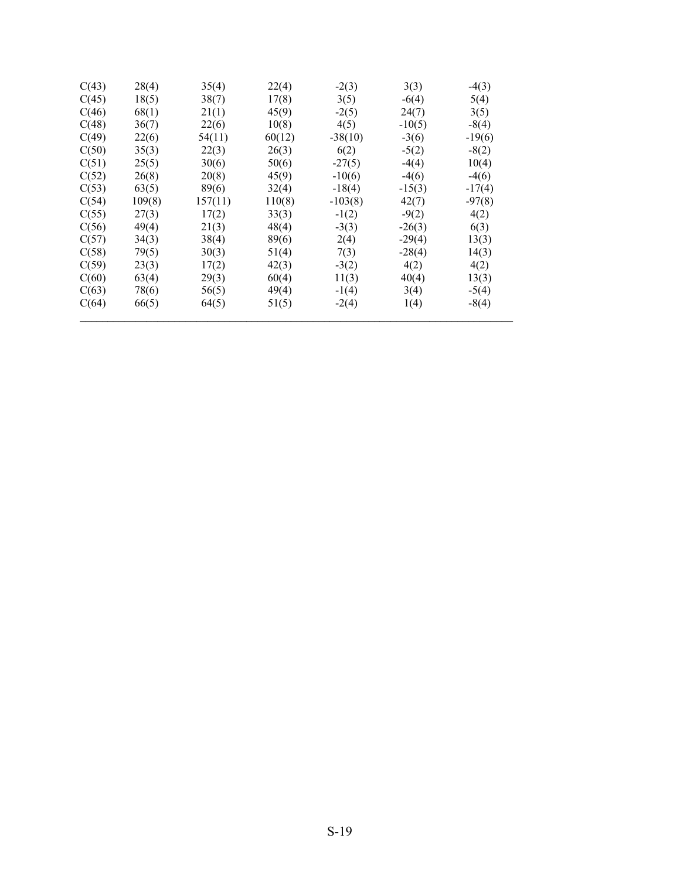| | | | | | | |
|---|---|---|---|---|---|---|
| C(43) | 28(4) | 35(4) | 22(4) | -2(3) | 3(3) | -4(3) |
| C(45) | 18(5) | 38(7) | 17(8) | 3(5) | -6(4) | 5(4) |
| C(46) | 68(1) | 21(1) | 45(9) | -2(5) | 24(7) | 3(5) |
| C(48) | 36(7) | 22(6) | 10(8) | 4(5) | -10(5) | -8(4) |
| C(49) | 22(6) | 54(11) | 60(12) | -38(10) | -3(6) | -19(6) |
| C(50) | 35(3) | 22(3) | 26(3) | 6(2) | -5(2) | -8(2) |
| C(51) | 25(5) | 30(6) | 50(6) | -27(5) | -4(4) | 10(4) |
| C(52) | 26(8) | 20(8) | 45(9) | -10(6) | -4(6) | -4(6) |
| C(53) | 63(5) | 89(6) | 32(4) | -18(4) | -15(3) | -17(4) |
| C(54) | 109(8) | 157(11) | 110(8) | -103(8) | 42(7) | -97(8) |
| C(55) | 27(3) | 17(2) | 33(3) | -1(2) | -9(2) | 4(2) |
| C(56) | 49(4) | 21(3) | 48(4) | -3(3) | -26(3) | 6(3) |
| C(57) | 34(3) | 38(4) | 89(6) | 2(4) | -29(4) | 13(3) |
| C(58) | 79(5) | 30(3) | 51(4) | 7(3) | -28(4) | 14(3) |
| C(59) | 23(3) | 17(2) | 42(3) | -3(2) | 4(2) | 4(2) |
| C(60) | 63(4) | 29(3) | 60(4) | 11(3) | 40(4) | 13(3) |
| C(63) | 78(6) | 56(5) | 49(4) | -1(4) | 3(4) | -5(4) |
| C(64) | 66(5) | 64(5) | 51(5) | -2(4) | 1(4) | -8(4) |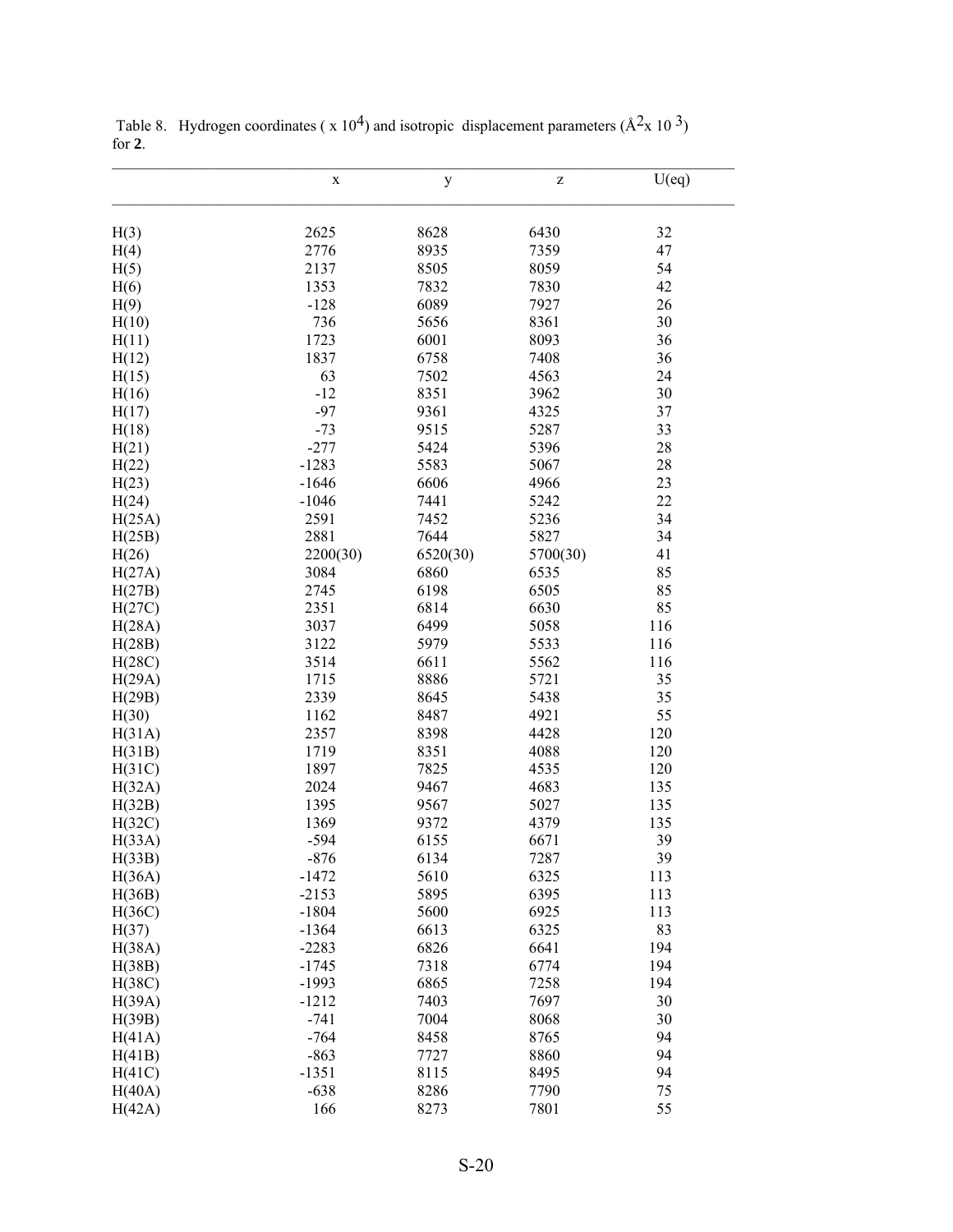Table 8. Hydrogen coordinates ( x $10^4$) and isotropic displacement parameters ($Å^2$ x $10^3$) for **2**.

| | x | y | z | U(eq) |
|---|---|---|---|---|
| H(3) | 2625 | 8628 | 6430 | 32 |
| H(4) | 2776 | 8935 | 7359 | 47 |
| H(5) | 2137 | 8505 | 8059 | 54 |
| H(6) | 1353 | 7832 | 7830 | 42 |
| H(9) | -128 | 6089 | 7927 | 26 |
| H(10) | 736 | 5656 | 8361 | 30 |
| H(11) | 1723 | 6001 | 8093 | 36 |
| H(12) | 1837 | 6758 | 7408 | 36 |
| H(15) | 63 | 7502 | 4563 | 24 |
| H(16) | -12 | 8351 | 3962 | 30 |
| H(17) | -97 | 9361 | 4325 | 37 |
| H(18) | -73 | 9515 | 5287 | 33 |
| H(21) | -277 | 5424 | 5396 | 28 |
| H(22) | -1283 | 5583 | 5067 | 28 |
| H(23) | -1646 | 6606 | 4966 | 23 |
| H(24) | -1046 | 7441 | 5242 | 22 |
| H(25A) | 2591 | 7452 | 5236 | 34 |
| H(25B) | 2881 | 7644 | 5827 | 34 |
| H(26) | 2200(30) | 6520(30) | 5700(30) | 41 |
| H(27A) | 3084 | 6860 | 6535 | 85 |
| H(27B) | 2745 | 6198 | 6505 | 85 |
| H(27C) | 2351 | 6814 | 6630 | 85 |
| H(28A) | 3037 | 6499 | 5058 | 116 |
| H(28B) | 3122 | 5979 | 5533 | 116 |
| H(28C) | 3514 | 6611 | 5562 | 116 |
| H(29A) | 1715 | 8886 | 5721 | 35 |
| H(29B) | 2339 | 8645 | 5438 | 35 |
| H(30) | 1162 | 8487 | 4921 | 55 |
| H(31A) | 2357 | 8398 | 4428 | 120 |
| H(31B) | 1719 | 8351 | 4088 | 120 |
| H(31C) | 1897 | 7825 | 4535 | 120 |
| H(32A) | 2024 | 9467 | 4683 | 135 |
| H(32B) | 1395 | 9567 | 5027 | 135 |
| H(32C) | 1369 | 9372 | 4379 | 135 |
| H(33A) | -594 | 6155 | 6671 | 39 |
| H(33B) | -876 | 6134 | 7287 | 39 |
| H(36A) | -1472 | 5610 | 6325 | 113 |
| H(36B) | -2153 | 5895 | 6395 | 113 |
| H(36C) | -1804 | 5600 | 6925 | 113 |
| H(37) | -1364 | 6613 | 6325 | 83 |
| H(38A) | -2283 | 6826 | 6641 | 194 |
| H(38B) | -1745 | 7318 | 6774 | 194 |
| H(38C) | -1993 | 6865 | 7258 | 194 |
| H(39A) | -1212 | 7403 | 7697 | 30 |
| H(39B) | -741 | 7004 | 8068 | 30 |
| H(41A) | -764 | 8458 | 8765 | 94 |
| H(41B) | -863 | 7727 | 8860 | 94 |
| H(41C) | -1351 | 8115 | 8495 | 94 |
| H(40A) | -638 | 8286 | 7790 | 75 |
| H(42A) | 166 | 8273 | 7801 | 55 |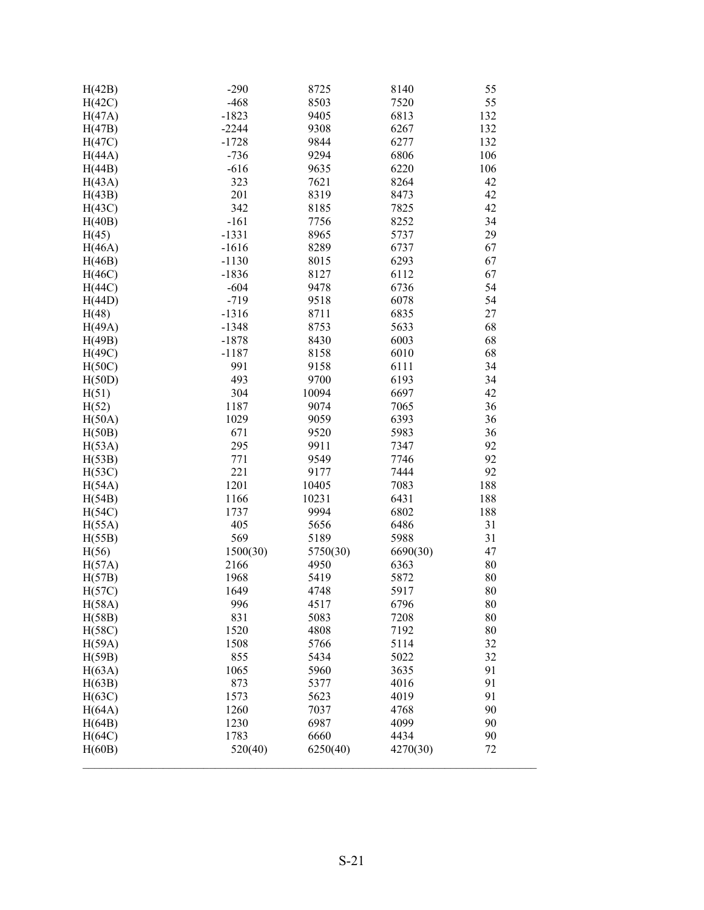| | | | | |
|---|---|---|---|---|
| H(42B) | -290 | 8725 | 8140 | 55 |
| H(42C) | -468 | 8503 | 7520 | 55 |
| H(47A) | -1823 | 9405 | 6813 | 132 |
| H(47B) | -2244 | 9308 | 6267 | 132 |
| H(47C) | -1728 | 9844 | 6277 | 132 |
| H(44A) | -736 | 9294 | 6806 | 106 |
| H(44B) | -616 | 9635 | 6220 | 106 |
| H(43A) | 323 | 7621 | 8264 | 42 |
| H(43B) | 201 | 8319 | 8473 | 42 |
| H(43C) | 342 | 8185 | 7825 | 42 |
| H(40B) | -161 | 7756 | 8252 | 34 |
| H(45) | -1331 | 8965 | 5737 | 29 |
| H(46A) | -1616 | 8289 | 6737 | 67 |
| H(46B) | -1130 | 8015 | 6293 | 67 |
| H(46C) | -1836 | 8127 | 6112 | 67 |
| H(44C) | -604 | 9478 | 6736 | 54 |
| H(44D) | -719 | 9518 | 6078 | 54 |
| H(48) | -1316 | 8711 | 6835 | 27 |
| H(49A) | -1348 | 8753 | 5633 | 68 |
| H(49B) | -1878 | 8430 | 6003 | 68 |
| H(49C) | -1187 | 8158 | 6010 | 68 |
| H(50C) | 991 | 9158 | 6111 | 34 |
| H(50D) | 493 | 9700 | 6193 | 34 |
| H(51) | 304 | 10094 | 6697 | 42 |
| H(52) | 1187 | 9074 | 7065 | 36 |
| H(50A) | 1029 | 9059 | 6393 | 36 |
| H(50B) | 671 | 9520 | 5983 | 36 |
| H(53A) | 295 | 9911 | 7347 | 92 |
| H(53B) | 771 | 9549 | 7746 | 92 |
| H(53C) | 221 | 9177 | 7444 | 92 |
| H(54A) | 1201 | 10405 | 7083 | 188 |
| H(54B) | 1166 | 10231 | 6431 | 188 |
| H(54C) | 1737 | 9994 | 6802 | 188 |
| H(55A) | 405 | 5656 | 6486 | 31 |
| H(55B) | 569 | 5189 | 5988 | 31 |
| H(56) | 1500(30) | 5750(30) | 6690(30) | 47 |
| H(57A) | 2166 | 4950 | 6363 | 80 |
| H(57B) | 1968 | 5419 | 5872 | 80 |
| H(57C) | 1649 | 4748 | 5917 | 80 |
| H(58A) | 996 | 4517 | 6796 | 80 |
| H(58B) | 831 | 5083 | 7208 | 80 |
| H(58C) | 1520 | 4808 | 7192 | 80 |
| H(59A) | 1508 | 5766 | 5114 | 32 |
| H(59B) | 855 | 5434 | 5022 | 32 |
| H(63A) | 1065 | 5960 | 3635 | 91 |
| H(63B) | 873 | 5377 | 4016 | 91 |
| H(63C) | 1573 | 5623 | 4019 | 91 |
| H(64A) | 1260 | 7037 | 4768 | 90 |
| H(64B) | 1230 | 6987 | 4099 | 90 |
| H(64C) | 1783 | 6660 | 4434 | 90 |
| H(60B) | 520(40) | 6250(40) | 4270(30) | 72 |